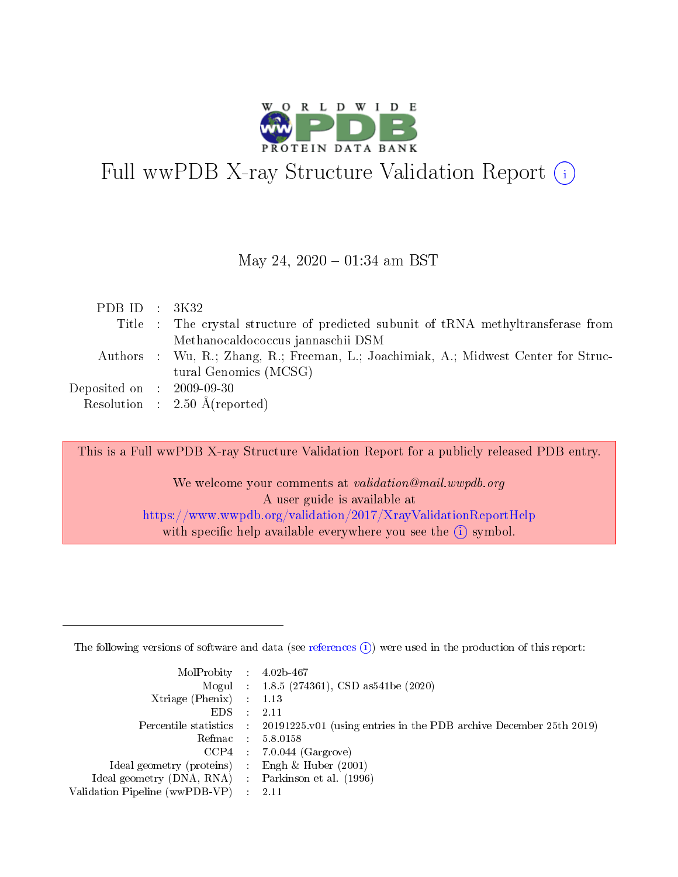# Full wwPDB X-ray Structure Validation Report (i)

May 24, 2020 – 01:34 am BST

| | | |
|---|---|---|
| PDB ID | : | 3K32 |
| Title | : | The crystal structure of predicted subunit of tRNA methyltransferase from Methanocaldococcus jannaschii DSM |
| Authors | : | Wu, R.; Zhang, R.; Freeman, L.; Joachimiak, A.; Midwest Center for Structural Genomics (MCSG) |
| Deposited on | : | 2009-09-30 |
| Resolution | : | 2.50 Å(reported) |

This is a Full wwPDB X-ray Structure Validation Report for a publicly released PDB entry.

We welcome your comments at *validation@mail.wwpdb.org*
A user guide is available at
https://www.wwpdb.org/validation/2017/XrayValidationReportHelp
with specific help available everywhere you see the (i) symbol.

---

The following versions of software and data (see references (i)) were used in the production of this report:

| | | |
|---|---|---|
| MolProbity | : | 4.02b-467 |
| Mogul | : | 1.8.5 (274361), CSD as541be (2020) |
| Xtriage (Phenix) | : | 1.13 |
| EDS | : | 2.11 |
| Percentile statistics | : | 20191225.v01 (using entries in the PDB archive December 25th 2019) |
| Refmac | : | 5.8.0158 |
| CCP4 | : | 7.0.044 (Gargrove) |
| Ideal geometry (proteins) | : | Engh & Huber (2001) |
| Ideal geometry (DNA, RNA) | : | Parkinson et al. (1996) |
| Validation Pipeline (wwPDB-VP) | : | 2.11 |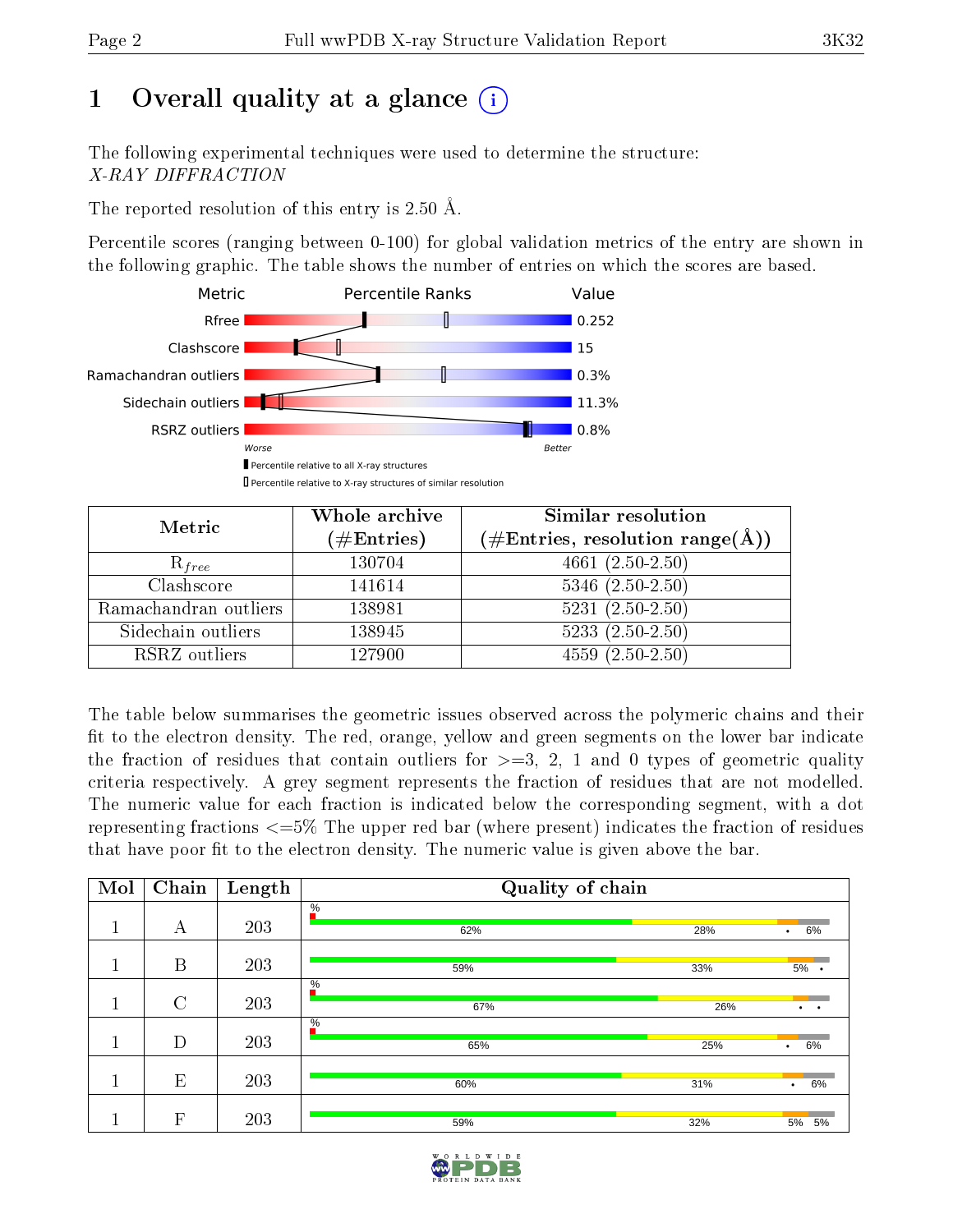# 1 Overall quality at a glance

The following experimental techniques were used to determine the structure: *X-RAY DIFFRACTION*

The reported resolution of this entry is 2.50 Å.

Percentile scores (ranging between 0-100) for global validation metrics of the entry are shown in the following graphic. The table shows the number of entries on which the scores are based.

| Metric | Value |
|---|---|
| Rfree | 0.252 |
| Clashscore | 15 |
| Ramachandran outliers | 0.3% |
| Sidechain outliers | 11.3% |
| RSRZ outliers | 0.8% |

| Metric | Whole archive (#Entries) | Similar resolution (#Entries, resolution range(Å)) |
|---|---|---|
| $R_{free}$ | 130704 | 4661 (2.50-2.50) |
| Clashscore | 141614 | 5346 (2.50-2.50) |
| Ramachandran outliers | 138981 | 5231 (2.50-2.50) |
| Sidechain outliers | 138945 | 5233 (2.50-2.50) |
| RSRZ outliers | 127900 | 4559 (2.50-2.50) |

The table below summarises the geometric issues observed across the polymeric chains and their fit to the electron density. The red, orange, yellow and green segments on the lower bar indicate the fraction of residues that contain outliers for >=3, 2, 1 and 0 types of geometric quality criteria respectively. A grey segment represents the fraction of residues that are not modelled. The numeric value for each fraction is indicated below the corresponding segment, with a dot representing fractions <=5% The upper red bar (where present) indicates the fraction of residues that have poor fit to the electron density. The numeric value is given above the bar.

| Mol | Chain | Length | Quality of chain |
|---|---|---|---|
| 1 | A | 203 | %; 62%, 28%, •, 6% |
| 1 | B | 203 | 59%, 33%, 5%, • |
| 1 | C | 203 | %; 67%, 26%, •, • |
| 1 | D | 203 | %; 65%, 25%, •, 6% |
| 1 | E | 203 | 60%, 31%, •, 6% |
| 1 | F | 203 | 59%, 32%, 5%, 5% |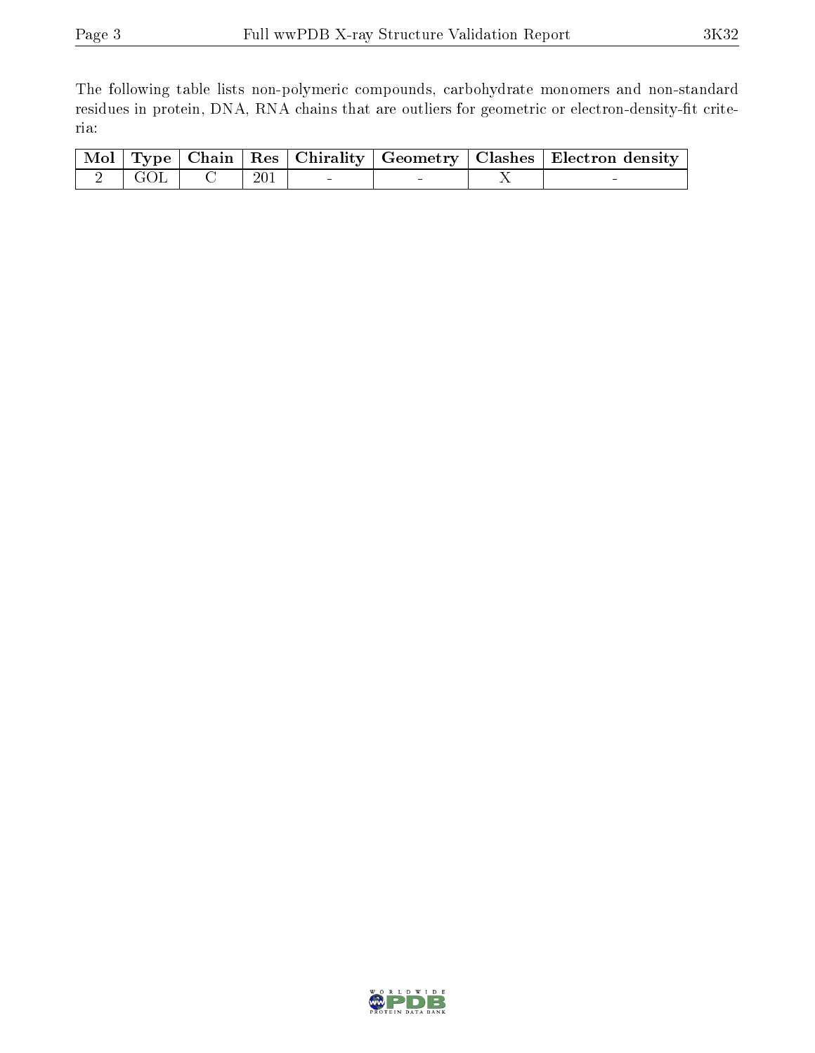The following table lists non-polymeric compounds, carbohydrate monomers and non-standard residues in protein, DNA, RNA chains that are outliers for geometric or electron-density-fit criteria:

| Mol | Type | Chain | Res | Chirality | Geometry | Clashes | Electron density |
|---|---|---|---|---|---|---|---|
| 2 | GOL | C | 201 | - | - | X | - |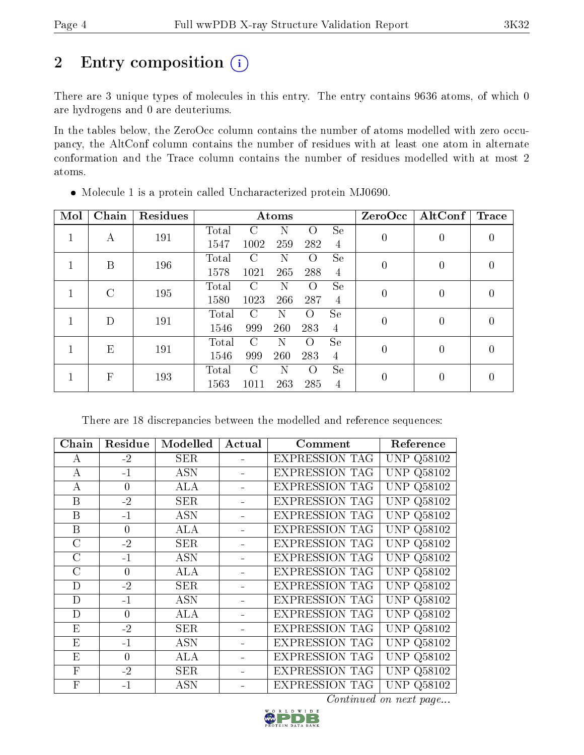# 2 Entry composition

There are 3 unique types of molecules in this entry. The entry contains 9636 atoms, of which 0 are hydrogens and 0 are deuteriums.

In the tables below, the ZeroOcc column contains the number of atoms modelled with zero occupancy, the AltConf column contains the number of residues with at least one atom in alternate conformation and the Trace column contains the number of residues modelled with at most 2 atoms.

- Molecule 1 is a protein called Uncharacterized protein MJ0690.

| Mol | Chain | Residues | Atoms | | | | | ZeroOcc | AltConf | Trace |
|---|---|---|---|---|---|---|---|---|---|---|
| 1 | A | 191 | Total 1547 | C 1002 | N 259 | O 282 | Se 4 | 0 | 0 | 0 |
| 1 | B | 196 | Total 1578 | C 1021 | N 265 | O 288 | Se 4 | 0 | 0 | 0 |
| 1 | C | 195 | Total 1580 | C 1023 | N 266 | O 287 | Se 4 | 0 | 0 | 0 |
| 1 | D | 191 | Total 1546 | C 999 | N 260 | O 283 | Se 4 | 0 | 0 | 0 |
| 1 | E | 191 | Total 1546 | C 999 | N 260 | O 283 | Se 4 | 0 | 0 | 0 |
| 1 | F | 193 | Total 1563 | C 1011 | N 263 | O 285 | Se 4 | 0 | 0 | 0 |

There are 18 discrepancies between the modelled and reference sequences:

| Chain | Residue | Modelled | Actual | Comment | Reference |
|---|---|---|---|---|---|
| A | -2 | SER | - | EXPRESSION TAG | UNP Q58102 |
| A | -1 | ASN | - | EXPRESSION TAG | UNP Q58102 |
| A | 0 | ALA | - | EXPRESSION TAG | UNP Q58102 |
| B | -2 | SER | - | EXPRESSION TAG | UNP Q58102 |
| B | -1 | ASN | - | EXPRESSION TAG | UNP Q58102 |
| B | 0 | ALA | - | EXPRESSION TAG | UNP Q58102 |
| C | -2 | SER | - | EXPRESSION TAG | UNP Q58102 |
| C | -1 | ASN | - | EXPRESSION TAG | UNP Q58102 |
| C | 0 | ALA | - | EXPRESSION TAG | UNP Q58102 |
| D | -2 | SER | - | EXPRESSION TAG | UNP Q58102 |
| D | -1 | ASN | - | EXPRESSION TAG | UNP Q58102 |
| D | 0 | ALA | - | EXPRESSION TAG | UNP Q58102 |
| E | -2 | SER | - | EXPRESSION TAG | UNP Q58102 |
| E | -1 | ASN | - | EXPRESSION TAG | UNP Q58102 |
| E | 0 | ALA | - | EXPRESSION TAG | UNP Q58102 |
| F | -2 | SER | - | EXPRESSION TAG | UNP Q58102 |
| F | -1 | ASN | - | EXPRESSION TAG | UNP Q58102 |

*Continued on next page...*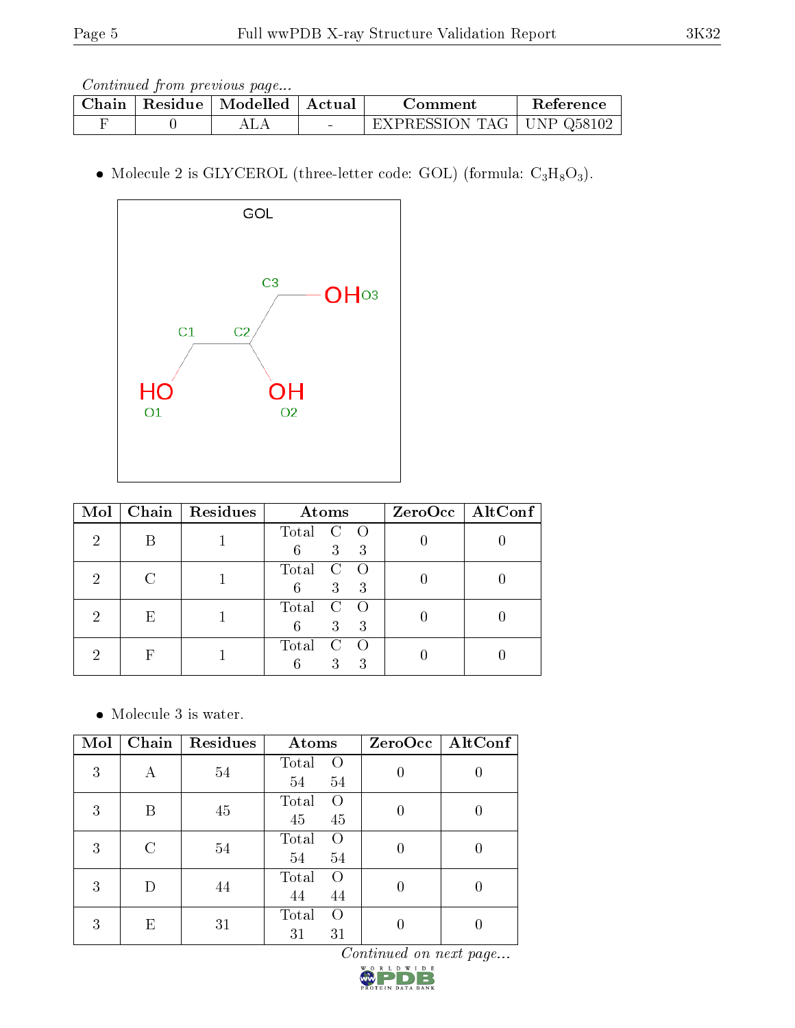*Continued from previous page...*

| Chain | Residue | Modelled | Actual | Comment | Reference |
|---|---|---|---|---|---|
| F | 0 | ALA | - | EXPRESSION TAG | UNP Q58102 |

- Molecule 2 is GLYCEROL (three-letter code: GOL) (formula: $C_3H_8O_3$).

| Mol | Chain | Residues | Atoms | ZeroOcc | AltConf |
|---|---|---|---|---|---|
| 2 | B | 1 | Total C O<br>6 3 3 | 0 | 0 |
| 2 | C | 1 | Total C O<br>6 3 3 | 0 | 0 |
| 2 | E | 1 | Total C O<br>6 3 3 | 0 | 0 |
| 2 | F | 1 | Total C O<br>6 3 3 | 0 | 0 |

- Molecule 3 is water.

| Mol | Chain | Residues | Atoms | ZeroOcc | AltConf |
|---|---|---|---|---|---|
| 3 | A | 54 | Total O<br>54 54 | 0 | 0 |
| 3 | B | 45 | Total O<br>45 45 | 0 | 0 |
| 3 | C | 54 | Total O<br>54 54 | 0 | 0 |
| 3 | D | 44 | Total O<br>44 44 | 0 | 0 |
| 3 | E | 31 | Total O<br>31 31 | 0 | 0 |

*Continued on next page...*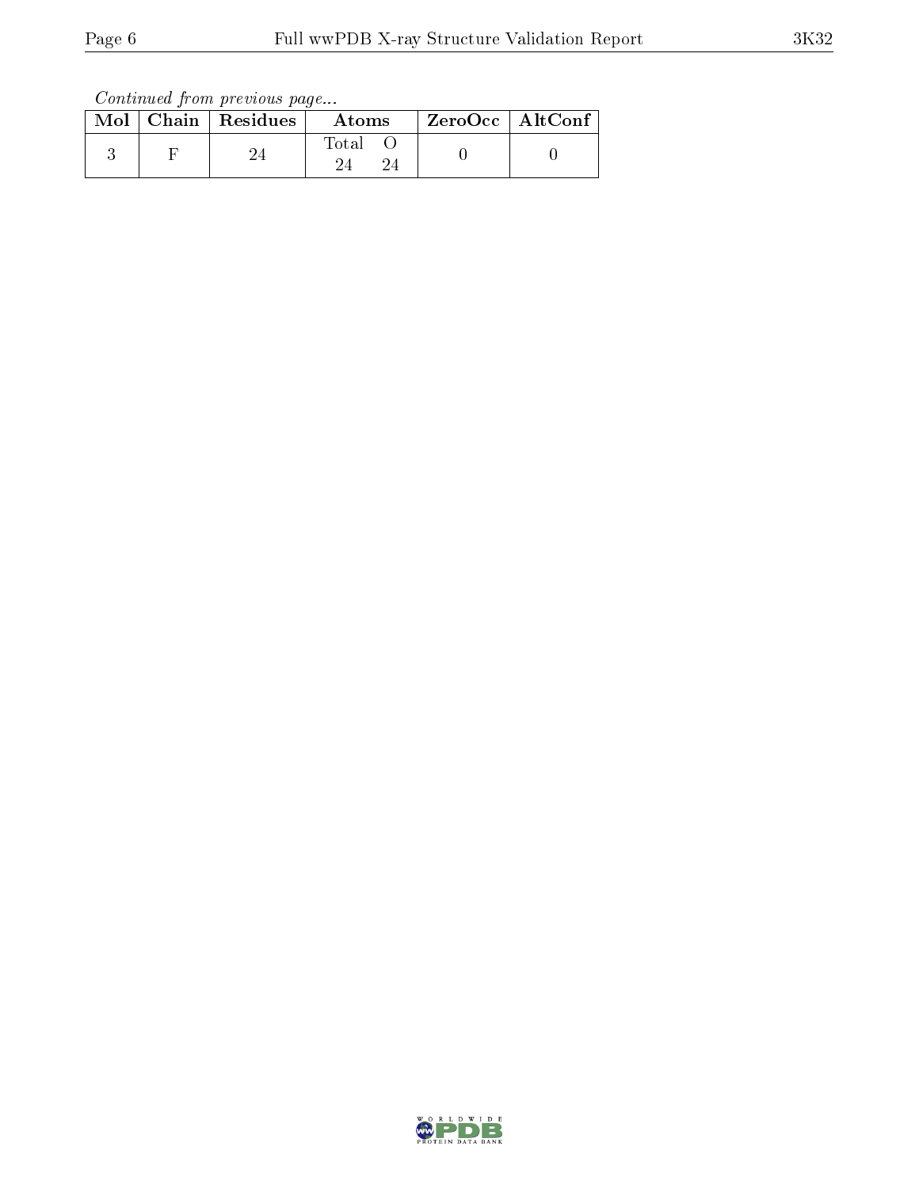*Continued from previous page...*

| Mol | Chain | Residues | Atoms | ZeroOcc | AltConf |
|---|---|---|---|---|---|
| 3 | F | 24 | Total O<br>24 24 | 0 | 0 |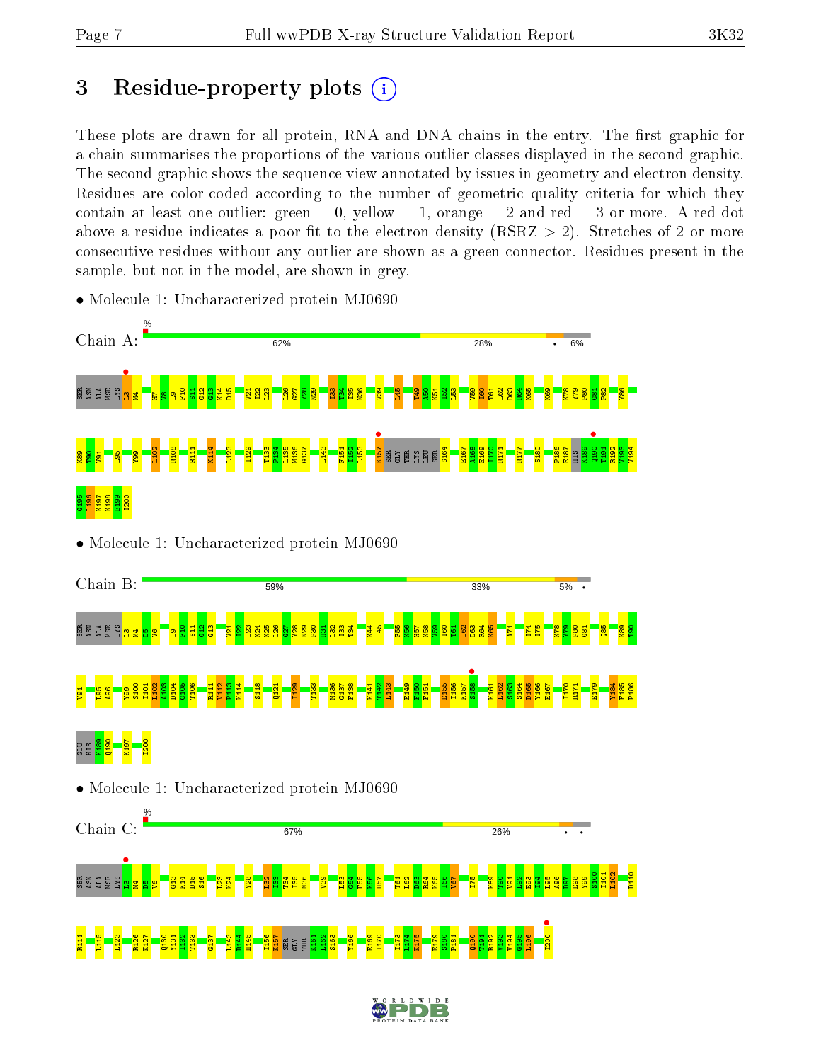# 3 Residue-property plots

These plots are drawn for all protein, RNA and DNA chains in the entry. The first graphic for a chain summarises the proportions of the various outlier classes displayed in the second graphic. The second graphic shows the sequence view annotated by issues in geometry and electron density. Residues are color-coded according to the number of geometric quality criteria for which they contain at least one outlier: green = 0, yellow = 1, orange = 2 and red = 3 or more. A red dot above a residue indicates a poor fit to the electron density (RSRZ > 2). Stretches of 2 or more consecutive residues without any outlier are shown as a green connector. Residues present in the sample, but not in the model, are shown in grey.

- Molecule 1: Uncharacterized protein MJ0690

Chain A: % 62% 28% • 6%

- Molecule 1: Uncharacterized protein MJ0690

Chain B: 59% 33% 5% •

- Molecule 1: Uncharacterized protein MJ0690

Chain C: % 67% 26% • •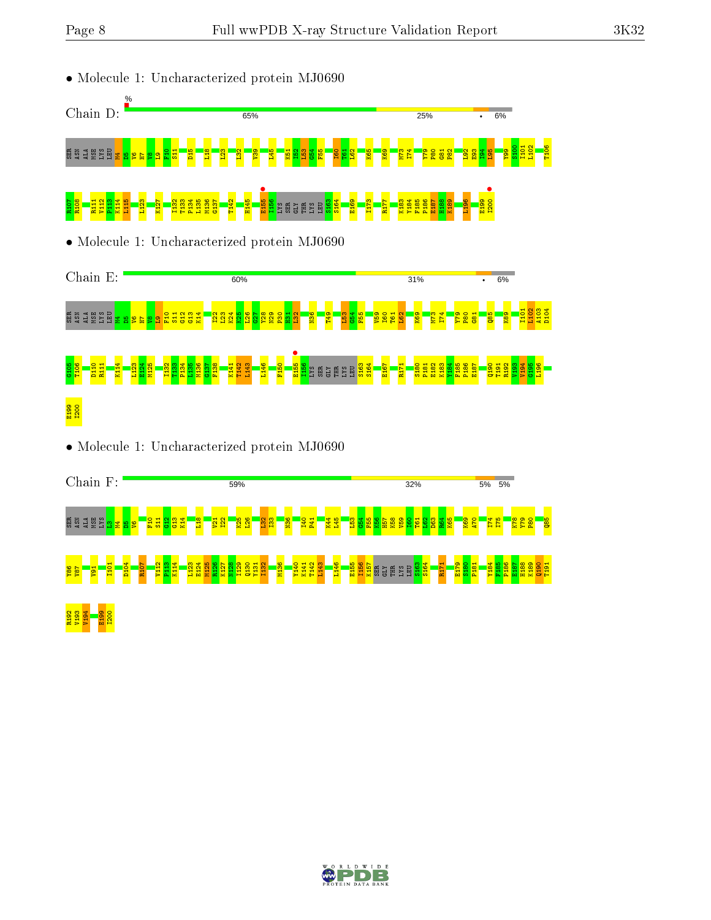• Molecule 1: Uncharacterized protein MJ0690

Chain D: 65% 25% • 6%

SER ASN ALA MSE LYS LEU M4 D5 V6 H7 V8 L9 F10 S11 D15 L18 L23 L32 V39 L45 K51 I52 L53 G54 F55 I60 T61 L62 K65 K69 M73 I74 Y79 P80 G81 P82 L92 E93 I94 L95 Y99 S100 I101 L102 T106

R107 R108 R111 V112 P113 K114 L115 L123 K127 I132 T133 P134 L135 M136 G137 T142 H145 E155 I156 LYS SER GLY THR LYS LEU S163 S164 E169 I173 R177 K183 Y184 F185 P186 E187 H188 K189 L196 E199 I200

• Molecule 1: Uncharacterized protein MJ0690

Chain E: 60% 31% • 6%

SER ASN ALA MSE LYS LEU M4 D5 V6 H7 V8 L9 F10 S11 G12 G13 K14 I22 L23 K24 K25 L26 G27 Y28 N29 P30 H31 L32 N36 T49 L53 G54 F55 V59 I60 T61 L62 K69 M73 I74 Y79 P80 G81 Q85 K89 I101 L102 A103 D104

G105 T106 D110 R111 K114 L123 E124 M125 I132 T133 P134 L135 M136 G137 F138 K141 T142 L143 L146 F150 E155 I156 LYS SER GLY THR LYS LEU S163 S164 E167 R171 S180 P181 E182 K183 Y184 F185 P186 E187 Q190 T191 R192 V193 V194 G195 L196

E199 I200

• Molecule 1: Uncharacterized protein MJ0690

Chain F: 59% 32% 5% 5%

SER ASN ALA MSE LYS L3 M4 D5 V6 F10 S11 G12 G13 K14 L18 V21 I22 K25 L26 L32 I33 N36 I40 P41 K44 L45 L53 G54 F55 K56 H57 K58 V59 I60 T61 L62 D63 R64 K65 K69 A70 I74 I75 K78 Y79 P80 Q85

Y86 V87 V91 I101 D104 R107 V112 P113 K114 L123 E124 M125 R126 K127 M128 I129 Q130 Y131 I132 M136 Y140 K141 T142 L143 L146 E155 I156 K157 SER GLY THR LYS LEU S163 S164 R171 E179 S180 P181 Y184 F185 P186 E187 H188 K189 Q190 T191

R192 V193 V194 E199 I200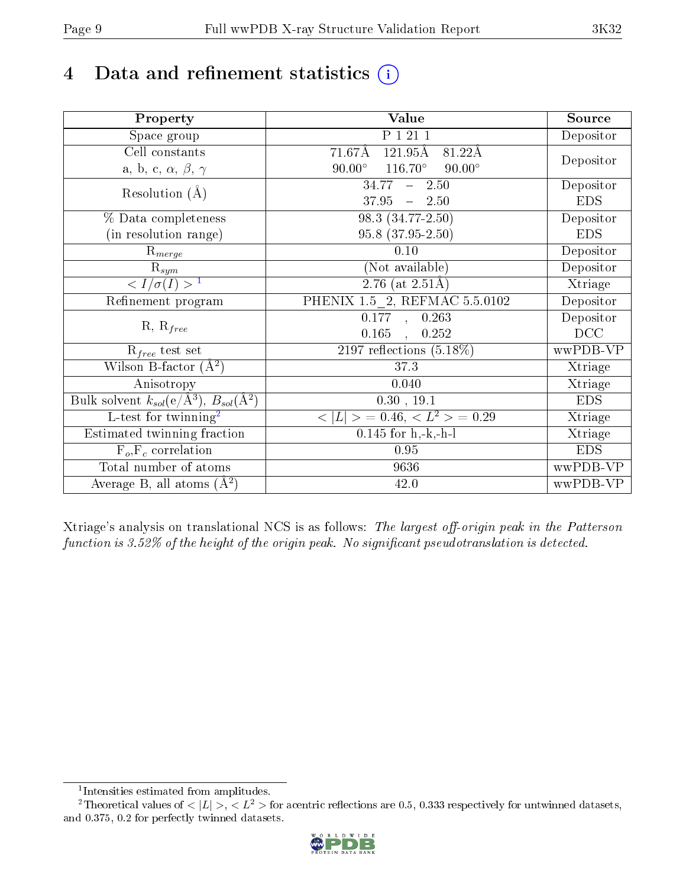# 4 Data and refinement statistics (i)

| Property | Value | Source |
|---|---|---|
| Space group | P 1 21 1 | Depositor |
| Cell constants<br>a, b, c, $\alpha$, $\beta$, $\gamma$ | 71.67Å 121.95Å 81.22Å<br>90.00° 116.70° 90.00° | Depositor |
| Resolution (Å) | 34.77 – 2.50<br>37.95 – 2.50 | Depositor<br>EDS |
| % Data completeness<br>(in resolution range) | 98.3 (34.77-2.50)<br>95.8 (37.95-2.50) | Depositor<br>EDS |
| $R_{merge}$ | 0.10 | Depositor |
| $R_{sym}$ | (Not available) | Depositor |
| $< I/\sigma(I) >$ [1] | 2.76 (at 2.51Å) | Xtriage |
| Refinement program | PHENIX 1.5_2, REFMAC 5.5.0102 | Depositor |
| R, $R_{free}$ | 0.177 , 0.263<br>0.165 , 0.252 | Depositor<br>DCC |
| $R_{free}$ test set | 2197 reflections (5.18%) | wwPDB-VP |
| Wilson B-factor (Å$^2$) | 37.3 | Xtriage |
| Anisotropy | 0.040 | Xtriage |
| Bulk solvent $k_{sol}$(e/Å$^3$), $B_{sol}$(Å$^2$) | 0.30 , 19.1 | EDS |
| L-test for twinning[2] | $< \|L\| > = 0.46$, $< L^2 > = 0.29$ | Xtriage |
| Estimated twinning fraction | 0.145 for h,-k,-h-l | Xtriage |
| $F_o$,$F_c$ correlation | 0.95 | EDS |
| Total number of atoms | 9636 | wwPDB-VP |
| Average B, all atoms (Å$^2$) | 42.0 | wwPDB-VP |

Xtriage's analysis on translational NCS is as follows: *The largest off-origin peak in the Patterson function is 3.52% of the height of the origin peak. No significant pseudotranslation is detected.*

[1] Intensities estimated from amplitudes.

[2] Theoretical values of $< |L| >$, $< L^2 >$ for acentric reflections are 0.5, 0.333 respectively for untwinned datasets, and 0.375, 0.2 for perfectly twinned datasets.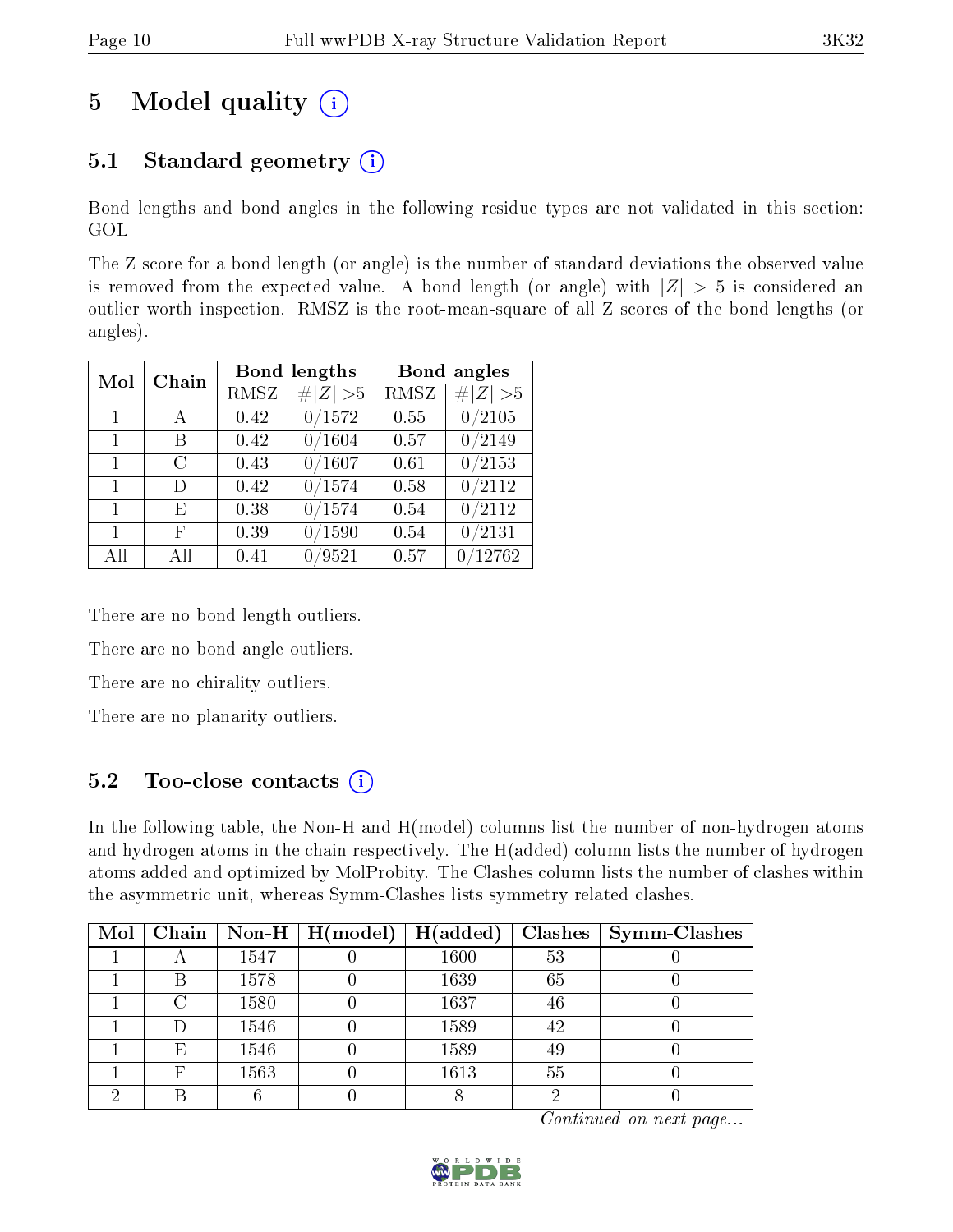# 5 Model quality (i)

## 5.1 Standard geometry (i)

Bond lengths and bond angles in the following residue types are not validated in this section: GOL

The Z score for a bond length (or angle) is the number of standard deviations the observed value is removed from the expected value. A bond length (or angle) with $|Z| > 5$ is considered an outlier worth inspection. RMSZ is the root-mean-square of all Z scores of the bond lengths (or angles).

| Mol | Chain | Bond lengths | | Bond angles | |
|---|---|---|---|---|---|
| | | RMSZ | #\|Z\| >5 | RMSZ | #\|Z\| >5 |
| 1 | A | 0.42 | 0/1572 | 0.55 | 0/2105 |
| 1 | B | 0.42 | 0/1604 | 0.57 | 0/2149 |
| 1 | C | 0.43 | 0/1607 | 0.61 | 0/2153 |
| 1 | D | 0.42 | 0/1574 | 0.58 | 0/2112 |
| 1 | E | 0.38 | 0/1574 | 0.54 | 0/2112 |
| 1 | F | 0.39 | 0/1590 | 0.54 | 0/2131 |
| All | All | 0.41 | 0/9521 | 0.57 | 0/12762 |

There are no bond length outliers.

There are no bond angle outliers.

There are no chirality outliers.

There are no planarity outliers.

## 5.2 Too-close contacts (i)

In the following table, the Non-H and H(model) columns list the number of non-hydrogen atoms and hydrogen atoms in the chain respectively. The H(added) column lists the number of hydrogen atoms added and optimized by MolProbity. The Clashes column lists the number of clashes within the asymmetric unit, whereas Symm-Clashes lists symmetry related clashes.

| Mol | Chain | Non-H | H(model) | H(added) | Clashes | Symm-Clashes |
|---|---|---|---|---|---|---|
| 1 | A | 1547 | 0 | 1600 | 53 | 0 |
| 1 | B | 1578 | 0 | 1639 | 65 | 0 |
| 1 | C | 1580 | 0 | 1637 | 46 | 0 |
| 1 | D | 1546 | 0 | 1589 | 42 | 0 |
| 1 | E | 1546 | 0 | 1589 | 49 | 0 |
| 1 | F | 1563 | 0 | 1613 | 55 | 0 |
| 2 | B | 6 | 0 | 8 | 2 | 0 |

*Continued on next page...*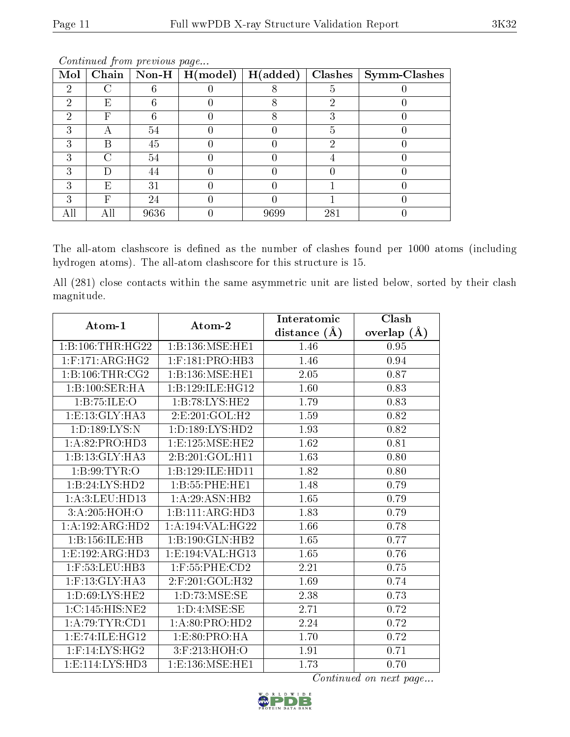*Continued from previous page...*

| Mol | Chain | Non-H | H(model) | H(added) | Clashes | Symm-Clashes |
|---|---|---|---|---|---|---|
| 2 | C | 6 | 0 | 8 | 5 | 0 |
| 2 | E | 6 | 0 | 8 | 2 | 0 |
| 2 | F | 6 | 0 | 8 | 3 | 0 |
| 3 | A | 54 | 0 | 0 | 5 | 0 |
| 3 | B | 45 | 0 | 0 | 2 | 0 |
| 3 | C | 54 | 0 | 0 | 4 | 0 |
| 3 | D | 44 | 0 | 0 | 0 | 0 |
| 3 | E | 31 | 0 | 0 | 1 | 0 |
| 3 | F | 24 | 0 | 0 | 1 | 0 |
| All | All | 9636 | 0 | 9699 | 281 | 0 |

The all-atom clashscore is defined as the number of clashes found per 1000 atoms (including hydrogen atoms). The all-atom clashscore for this structure is 15.

All (281) close contacts within the same asymmetric unit are listed below, sorted by their clash magnitude.

| Atom-1 | Atom-2 | Interatomic distance (Å) | Clash overlap (Å) |
|---|---|---|---|
| 1:B:106:THR:HG22 | 1:B:136:MSE:HE1 | 1.46 | 0.95 |
| 1:F:171:ARG:HG2 | 1:F:181:PRO:HB3 | 1.46 | 0.94 |
| 1:B:106:THR:CG2 | 1:B:136:MSE:HE1 | 2.05 | 0.87 |
| 1:B:100:SER:HA | 1:B:129:ILE:HG12 | 1.60 | 0.83 |
| 1:B:75:ILE:O | 1:B:78:LYS:HE2 | 1.79 | 0.83 |
| 1:E:13:GLY:HA3 | 2:E:201:GOL:H2 | 1.59 | 0.82 |
| 1:D:189:LYS:N | 1:D:189:LYS:HD2 | 1.93 | 0.82 |
| 1:A:82:PRO:HD3 | 1:E:125:MSE:HE2 | 1.62 | 0.81 |
| 1:B:13:GLY:HA3 | 2:B:201:GOL:H11 | 1.63 | 0.80 |
| 1:B:99:TYR:O | 1:B:129:ILE:HD11 | 1.82 | 0.80 |
| 1:B:24:LYS:HD2 | 1:B:55:PHE:HE1 | 1.48 | 0.79 |
| 1:A:3:LEU:HD13 | 1:A:29:ASN:HB2 | 1.65 | 0.79 |
| 3:A:205:HOH:O | 1:B:111:ARG:HD3 | 1.83 | 0.79 |
| 1:A:192:ARG:HD2 | 1:A:194:VAL:HG22 | 1.66 | 0.78 |
| 1:B:156:ILE:HB | 1:B:190:GLN:HB2 | 1.65 | 0.77 |
| 1:E:192:ARG:HD3 | 1:E:194:VAL:HG13 | 1.65 | 0.76 |
| 1:F:53:LEU:HB3 | 1:F:55:PHE:CD2 | 2.21 | 0.75 |
| 1:F:13:GLY:HA3 | 2:F:201:GOL:H32 | 1.69 | 0.74 |
| 1:D:69:LYS:HE2 | 1:D:73:MSE:SE | 2.38 | 0.73 |
| 1:C:145:HIS:NE2 | 1:D:4:MSE:SE | 2.71 | 0.72 |
| 1:A:79:TYR:CD1 | 1:A:80:PRO:HD2 | 2.24 | 0.72 |
| 1:E:74:ILE:HG12 | 1:E:80:PRO:HA | 1.70 | 0.72 |
| 1:F:14:LYS:HG2 | 3:F:213:HOH:O | 1.91 | 0.71 |
| 1:E:114:LYS:HD3 | 1:E:136:MSE:HE1 | 1.73 | 0.70 |

*Continued on next page...*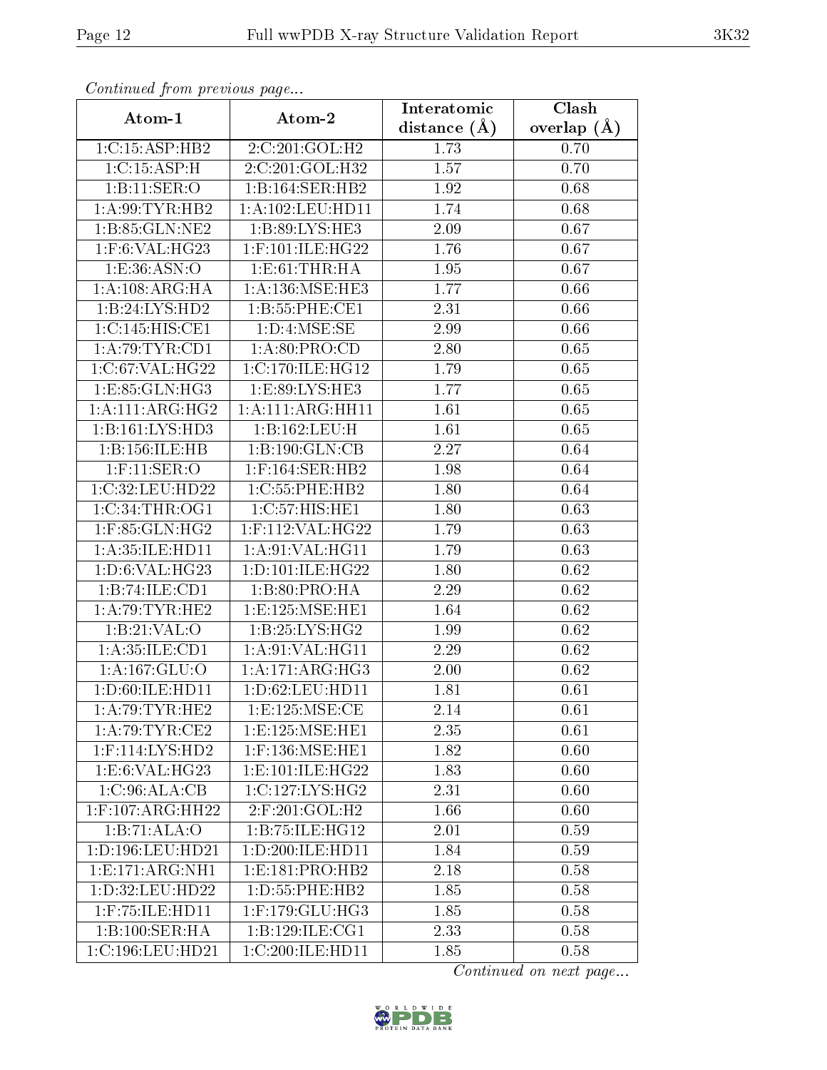*Continued from previous page...*

| Atom-1 | Atom-2 | Interatomic distance (Å) | Clash overlap (Å) |
| --- | --- | --- | --- |
| 1:C:15:ASP:HB2 | 2:C:201:GOL:H2 | 1.73 | 0.70 |
| 1:C:15:ASP:H | 2:C:201:GOL:H32 | 1.57 | 0.70 |
| 1:B:11:SER:O | 1:B:164:SER:HB2 | 1.92 | 0.68 |
| 1:A:99:TYR:HB2 | 1:A:102:LEU:HD11 | 1.74 | 0.68 |
| 1:B:85:GLN:NE2 | 1:B:89:LYS:HE3 | 2.09 | 0.67 |
| 1:F:6:VAL:HG23 | 1:F:101:ILE:HG22 | 1.76 | 0.67 |
| 1:E:36:ASN:O | 1:E:61:THR:HA | 1.95 | 0.67 |
| 1:A:108:ARG:HA | 1:A:136:MSE:HE3 | 1.77 | 0.66 |
| 1:B:24:LYS:HD2 | 1:B:55:PHE:CE1 | 2.31 | 0.66 |
| 1:C:145:HIS:CE1 | 1:D:4:MSE:SE | 2.99 | 0.66 |
| 1:A:79:TYR:CD1 | 1:A:80:PRO:CD | 2.80 | 0.65 |
| 1:C:67:VAL:HG22 | 1:C:170:ILE:HG12 | 1.79 | 0.65 |
| 1:E:85:GLN:HG3 | 1:E:89:LYS:HE3 | 1.77 | 0.65 |
| 1:A:111:ARG:HG2 | 1:A:111:ARG:HH11 | 1.61 | 0.65 |
| 1:B:161:LYS:HD3 | 1:B:162:LEU:H | 1.61 | 0.65 |
| 1:B:156:ILE:HB | 1:B:190:GLN:CB | 2.27 | 0.64 |
| 1:F:11:SER:O | 1:F:164:SER:HB2 | 1.98 | 0.64 |
| 1:C:32:LEU:HD22 | 1:C:55:PHE:HB2 | 1.80 | 0.64 |
| 1:C:34:THR:OG1 | 1:C:57:HIS:HE1 | 1.80 | 0.63 |
| 1:F:85:GLN:HG2 | 1:F:112:VAL:HG22 | 1.79 | 0.63 |
| 1:A:35:ILE:HD11 | 1:A:91:VAL:HG11 | 1.79 | 0.63 |
| 1:D:6:VAL:HG23 | 1:D:101:ILE:HG22 | 1.80 | 0.62 |
| 1:B:74:ILE:CD1 | 1:B:80:PRO:HA | 2.29 | 0.62 |
| 1:A:79:TYR:HE2 | 1:E:125:MSE:HE1 | 1.64 | 0.62 |
| 1:B:21:VAL:O | 1:B:25:LYS:HG2 | 1.99 | 0.62 |
| 1:A:35:ILE:CD1 | 1:A:91:VAL:HG11 | 2.29 | 0.62 |
| 1:A:167:GLU:O | 1:A:171:ARG:HG3 | 2.00 | 0.62 |
| 1:D:60:ILE:HD11 | 1:D:62:LEU:HD11 | 1.81 | 0.61 |
| 1:A:79:TYR:HE2 | 1:E:125:MSE:CE | 2.14 | 0.61 |
| 1:A:79:TYR:CE2 | 1:E:125:MSE:HE1 | 2.35 | 0.61 |
| 1:F:114:LYS:HD2 | 1:F:136:MSE:HE1 | 1.82 | 0.60 |
| 1:E:6:VAL:HG23 | 1:E:101:ILE:HG22 | 1.83 | 0.60 |
| 1:C:96:ALA:CB | 1:C:127:LYS:HG2 | 2.31 | 0.60 |
| 1:F:107:ARG:HH22 | 2:F:201:GOL:H2 | 1.66 | 0.60 |
| 1:B:71:ALA:O | 1:B:75:ILE:HG12 | 2.01 | 0.59 |
| 1:D:196:LEU:HD21 | 1:D:200:ILE:HD11 | 1.84 | 0.59 |
| 1:E:171:ARG:NH1 | 1:E:181:PRO:HB2 | 2.18 | 0.58 |
| 1:D:32:LEU:HD22 | 1:D:55:PHE:HB2 | 1.85 | 0.58 |
| 1:F:75:ILE:HD11 | 1:F:179:GLU:HG3 | 1.85 | 0.58 |
| 1:B:100:SER:HA | 1:B:129:ILE:CG1 | 2.33 | 0.58 |
| 1:C:196:LEU:HD21 | 1:C:200:ILE:HD11 | 1.85 | 0.58 |

*Continued on next page...*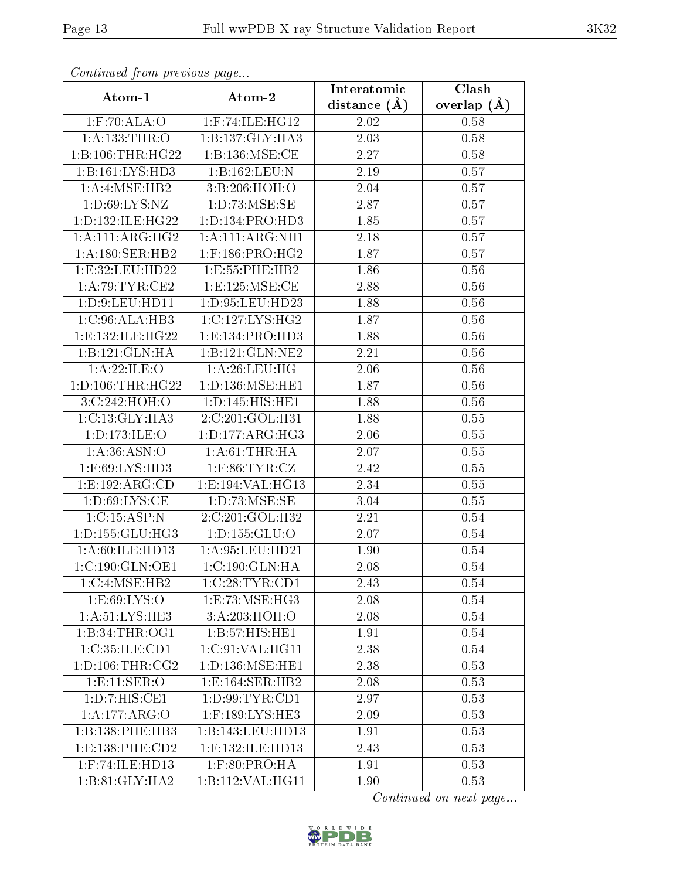*Continued from previous page...*

| Atom-1 | Atom-2 | Interatomic distance (Å) | Clash overlap (Å) |
| --- | --- | --- | --- |
| 1:F:70:ALA:O | 1:F:74:ILE:HG12 | 2.02 | 0.58 |
| 1:A:133:THR:O | 1:B:137:GLY:HA3 | 2.03 | 0.58 |
| 1:B:106:THR:HG22 | 1:B:136:MSE:CE | 2.27 | 0.58 |
| 1:B:161:LYS:HD3 | 1:B:162:LEU:N | 2.19 | 0.57 |
| 1:A:4:MSE:HB2 | 3:B:206:HOH:O | 2.04 | 0.57 |
| 1:D:69:LYS:NZ | 1:D:73:MSE:SE | 2.87 | 0.57 |
| 1:D:132:ILE:HG22 | 1:D:134:PRO:HD3 | 1.85 | 0.57 |
| 1:A:111:ARG:HG2 | 1:A:111:ARG:NH1 | 2.18 | 0.57 |
| 1:A:180:SER:HB2 | 1:F:186:PRO:HG2 | 1.87 | 0.57 |
| 1:E:32:LEU:HD22 | 1:E:55:PHE:HB2 | 1.86 | 0.56 |
| 1:A:79:TYR:CE2 | 1:E:125:MSE:CE | 2.88 | 0.56 |
| 1:D:9:LEU:HD11 | 1:D:95:LEU:HD23 | 1.88 | 0.56 |
| 1:C:96:ALA:HB3 | 1:C:127:LYS:HG2 | 1.87 | 0.56 |
| 1:E:132:ILE:HG22 | 1:E:134:PRO:HD3 | 1.88 | 0.56 |
| 1:B:121:GLN:HA | 1:B:121:GLN:NE2 | 2.21 | 0.56 |
| 1:A:22:ILE:O | 1:A:26:LEU:HG | 2.06 | 0.56 |
| 1:D:106:THR:HG22 | 1:D:136:MSE:HE1 | 1.87 | 0.56 |
| 3:C:242:HOH:O | 1:D:145:HIS:HE1 | 1.88 | 0.56 |
| 1:C:13:GLY:HA3 | 2:C:201:GOL:H31 | 1.88 | 0.55 |
| 1:D:173:ILE:O | 1:D:177:ARG:HG3 | 2.06 | 0.55 |
| 1:A:36:ASN:O | 1:A:61:THR:HA | 2.07 | 0.55 |
| 1:F:69:LYS:HD3 | 1:F:86:TYR:CZ | 2.42 | 0.55 |
| 1:E:192:ARG:CD | 1:E:194:VAL:HG13 | 2.34 | 0.55 |
| 1:D:69:LYS:CE | 1:D:73:MSE:SE | 3.04 | 0.55 |
| 1:C:15:ASP:N | 2:C:201:GOL:H32 | 2.21 | 0.54 |
| 1:D:155:GLU:HG3 | 1:D:155:GLU:O | 2.07 | 0.54 |
| 1:A:60:ILE:HD13 | 1:A:95:LEU:HD21 | 1.90 | 0.54 |
| 1:C:190:GLN:OE1 | 1:C:190:GLN:HA | 2.08 | 0.54 |
| 1:C:4:MSE:HB2 | 1:C:28:TYR:CD1 | 2.43 | 0.54 |
| 1:E:69:LYS:O | 1:E:73:MSE:HG3 | 2.08 | 0.54 |
| 1:A:51:LYS:HE3 | 3:A:203:HOH:O | 2.08 | 0.54 |
| 1:B:34:THR:OG1 | 1:B:57:HIS:HE1 | 1.91 | 0.54 |
| 1:C:35:ILE:CD1 | 1:C:91:VAL:HG11 | 2.38 | 0.54 |
| 1:D:106:THR:CG2 | 1:D:136:MSE:HE1 | 2.38 | 0.53 |
| 1:E:11:SER:O | 1:E:164:SER:HB2 | 2.08 | 0.53 |
| 1:D:7:HIS:CE1 | 1:D:99:TYR:CD1 | 2.97 | 0.53 |
| 1:A:177:ARG:O | 1:F:189:LYS:HE3 | 2.09 | 0.53 |
| 1:B:138:PHE:HB3 | 1:B:143:LEU:HD13 | 1.91 | 0.53 |
| 1:E:138:PHE:CD2 | 1:F:132:ILE:HD13 | 2.43 | 0.53 |
| 1:F:74:ILE:HD13 | 1:F:80:PRO:HA | 1.91 | 0.53 |
| 1:B:81:GLY:HA2 | 1:B:112:VAL:HG11 | 1.90 | 0.53 |

*Continued on next page...*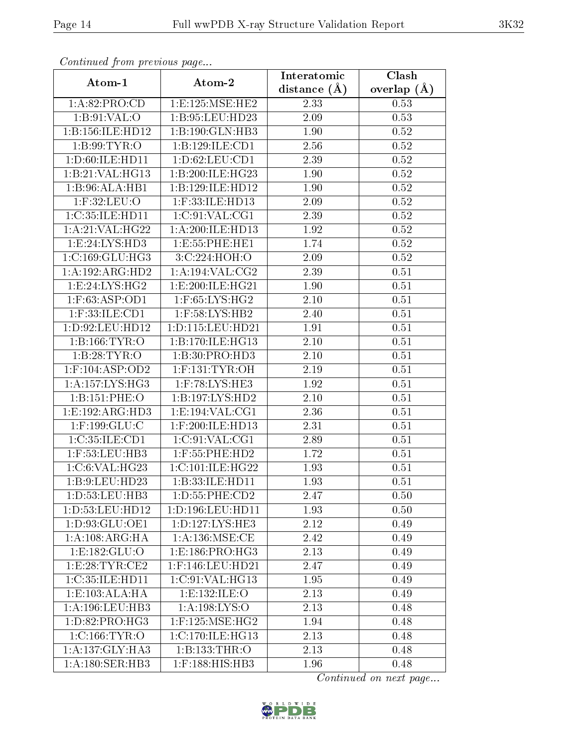*Continued from previous page...*

| Atom-1 | Atom-2 | Interatomic distance (Å) | Clash overlap (Å) |
|---|---|---|---|
| 1:A:82:PRO:CD | 1:E:125:MSE:HE2 | 2.33 | 0.53 |
| 1:B:91:VAL:O | 1:B:95:LEU:HD23 | 2.09 | 0.53 |
| 1:B:156:ILE:HD12 | 1:B:190:GLN:HB3 | 1.90 | 0.52 |
| 1:B:99:TYR:O | 1:B:129:ILE:CD1 | 2.56 | 0.52 |
| 1:D:60:ILE:HD11 | 1:D:62:LEU:CD1 | 2.39 | 0.52 |
| 1:B:21:VAL:HG13 | 1:B:200:ILE:HG23 | 1.90 | 0.52 |
| 1:B:96:ALA:HB1 | 1:B:129:ILE:HD12 | 1.90 | 0.52 |
| 1:F:32:LEU:O | 1:F:33:ILE:HD13 | 2.09 | 0.52 |
| 1:C:35:ILE:HD11 | 1:C:91:VAL:CG1 | 2.39 | 0.52 |
| 1:A:21:VAL:HG22 | 1:A:200:ILE:HD13 | 1.92 | 0.52 |
| 1:E:24:LYS:HD3 | 1:E:55:PHE:HE1 | 1.74 | 0.52 |
| 1:C:169:GLU:HG3 | 3:C:224:HOH:O | 2.09 | 0.52 |
| 1:A:192:ARG:HD2 | 1:A:194:VAL:CG2 | 2.39 | 0.51 |
| 1:E:24:LYS:HG2 | 1:E:200:ILE:HG21 | 1.90 | 0.51 |
| 1:F:63:ASP:OD1 | 1:F:65:LYS:HG2 | 2.10 | 0.51 |
| 1:F:33:ILE:CD1 | 1:F:58:LYS:HB2 | 2.40 | 0.51 |
| 1:D:92:LEU:HD12 | 1:D:115:LEU:HD21 | 1.91 | 0.51 |
| 1:B:166:TYR:O | 1:B:170:ILE:HG13 | 2.10 | 0.51 |
| 1:B:28:TYR:O | 1:B:30:PRO:HD3 | 2.10 | 0.51 |
| 1:F:104:ASP:OD2 | 1:F:131:TYR:OH | 2.19 | 0.51 |
| 1:A:157:LYS:HG3 | 1:F:78:LYS:HE3 | 1.92 | 0.51 |
| 1:B:151:PHE:O | 1:B:197:LYS:HD2 | 2.10 | 0.51 |
| 1:E:192:ARG:HD3 | 1:E:194:VAL:CG1 | 2.36 | 0.51 |
| 1:F:199:GLU:C | 1:F:200:ILE:HD13 | 2.31 | 0.51 |
| 1:C:35:ILE:CD1 | 1:C:91:VAL:CG1 | 2.89 | 0.51 |
| 1:F:53:LEU:HB3 | 1:F:55:PHE:HD2 | 1.72 | 0.51 |
| 1:C:6:VAL:HG23 | 1:C:101:ILE:HG22 | 1.93 | 0.51 |
| 1:B:9:LEU:HD23 | 1:B:33:ILE:HD11 | 1.93 | 0.51 |
| 1:D:53:LEU:HB3 | 1:D:55:PHE:CD2 | 2.47 | 0.50 |
| 1:D:53:LEU:HD12 | 1:D:196:LEU:HD11 | 1.93 | 0.50 |
| 1:D:93:GLU:OE1 | 1:D:127:LYS:HE3 | 2.12 | 0.49 |
| 1:A:108:ARG:HA | 1:A:136:MSE:CE | 2.42 | 0.49 |
| 1:E:182:GLU:O | 1:E:186:PRO:HG3 | 2.13 | 0.49 |
| 1:E:28:TYR:CE2 | 1:F:146:LEU:HD21 | 2.47 | 0.49 |
| 1:C:35:ILE:HD11 | 1:C:91:VAL:HG13 | 1.95 | 0.49 |
| 1:E:103:ALA:HA | 1:E:132:ILE:O | 2.13 | 0.49 |
| 1:A:196:LEU:HB3 | 1:A:198:LYS:O | 2.13 | 0.48 |
| 1:D:82:PRO:HG3 | 1:F:125:MSE:HG2 | 1.94 | 0.48 |
| 1:C:166:TYR:O | 1:C:170:ILE:HG13 | 2.13 | 0.48 |
| 1:A:137:GLY:HA3 | 1:B:133:THR:O | 2.13 | 0.48 |
| 1:A:180:SER:HB3 | 1:F:188:HIS:HB3 | 1.96 | 0.48 |

*Continued on next page...*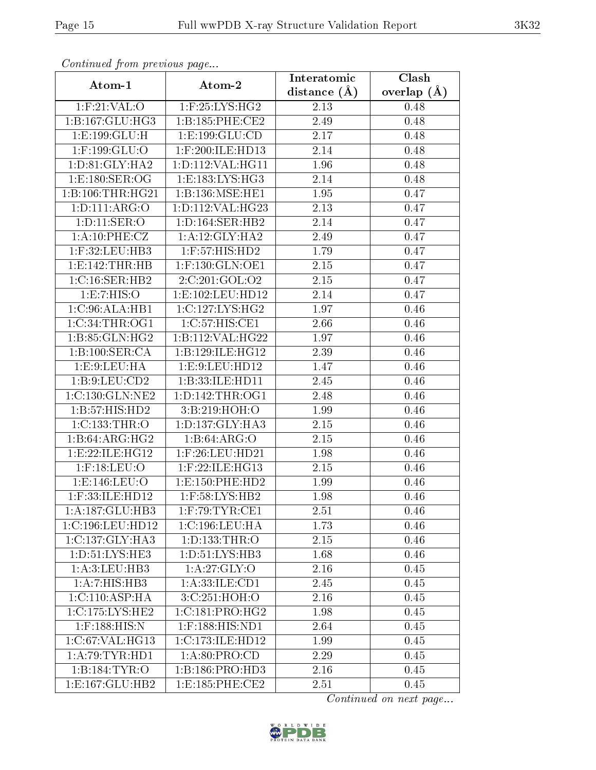*Continued from previous page...*

| Atom-1 | Atom-2 | Interatomic distance (Å) | Clash overlap (Å) |
|---|---|---|---|
| 1:F:21:VAL:O | 1:F:25:LYS:HG2 | 2.13 | 0.48 |
| 1:B:167:GLU:HG3 | 1:B:185:PHE:CE2 | 2.49 | 0.48 |
| 1:E:199:GLU:H | 1:E:199:GLU:CD | 2.17 | 0.48 |
| 1:F:199:GLU:O | 1:F:200:ILE:HD13 | 2.14 | 0.48 |
| 1:D:81:GLY:HA2 | 1:D:112:VAL:HG11 | 1.96 | 0.48 |
| 1:E:180:SER:OG | 1:E:183:LYS:HG3 | 2.14 | 0.48 |
| 1:B:106:THR:HG21 | 1:B:136:MSE:HE1 | 1.95 | 0.47 |
| 1:D:111:ARG:O | 1:D:112:VAL:HG23 | 2.13 | 0.47 |
| 1:D:11:SER:O | 1:D:164:SER:HB2 | 2.14 | 0.47 |
| 1:A:10:PHE:CZ | 1:A:12:GLY:HA2 | 2.49 | 0.47 |
| 1:F:32:LEU:HB3 | 1:F:57:HIS:HD2 | 1.79 | 0.47 |
| 1:E:142:THR:HB | 1:F:130:GLN:OE1 | 2.15 | 0.47 |
| 1:C:16:SER:HB2 | 2:C:201:GOL:O2 | 2.15 | 0.47 |
| 1:E:7:HIS:O | 1:E:102:LEU:HD12 | 2.14 | 0.47 |
| 1:C:96:ALA:HB1 | 1:C:127:LYS:HG2 | 1.97 | 0.46 |
| 1:C:34:THR:OG1 | 1:C:57:HIS:CE1 | 2.66 | 0.46 |
| 1:B:85:GLN:HG2 | 1:B:112:VAL:HG22 | 1.97 | 0.46 |
| 1:B:100:SER:CA | 1:B:129:ILE:HG12 | 2.39 | 0.46 |
| 1:E:9:LEU:HA | 1:E:9:LEU:HD12 | 1.47 | 0.46 |
| 1:B:9:LEU:CD2 | 1:B:33:ILE:HD11 | 2.45 | 0.46 |
| 1:C:130:GLN:NE2 | 1:D:142:THR:OG1 | 2.48 | 0.46 |
| 1:B:57:HIS:HD2 | 3:B:219:HOH:O | 1.99 | 0.46 |
| 1:C:133:THR:O | 1:D:137:GLY:HA3 | 2.15 | 0.46 |
| 1:B:64:ARG:HG2 | 1:B:64:ARG:O | 2.15 | 0.46 |
| 1:E:22:ILE:HG12 | 1:F:26:LEU:HD21 | 1.98 | 0.46 |
| 1:F:18:LEU:O | 1:F:22:ILE:HG13 | 2.15 | 0.46 |
| 1:E:146:LEU:O | 1:E:150:PHE:HD2 | 1.99 | 0.46 |
| 1:F:33:ILE:HD12 | 1:F:58:LYS:HB2 | 1.98 | 0.46 |
| 1:A:187:GLU:HB3 | 1:F:79:TYR:CE1 | 2.51 | 0.46 |
| 1:C:196:LEU:HD12 | 1:C:196:LEU:HA | 1.73 | 0.46 |
| 1:C:137:GLY:HA3 | 1:D:133:THR:O | 2.15 | 0.46 |
| 1:D:51:LYS:HE3 | 1:D:51:LYS:HB3 | 1.68 | 0.46 |
| 1:A:3:LEU:HB3 | 1:A:27:GLY:O | 2.16 | 0.45 |
| 1:A:7:HIS:HB3 | 1:A:33:ILE:CD1 | 2.45 | 0.45 |
| 1:C:110:ASP:HA | 3:C:251:HOH:O | 2.16 | 0.45 |
| 1:C:175:LYS:HE2 | 1:C:181:PRO:HG2 | 1.98 | 0.45 |
| 1:F:188:HIS:N | 1:F:188:HIS:ND1 | 2.64 | 0.45 |
| 1:C:67:VAL:HG13 | 1:C:173:ILE:HD12 | 1.99 | 0.45 |
| 1:A:79:TYR:HD1 | 1:A:80:PRO:CD | 2.29 | 0.45 |
| 1:B:184:TYR:O | 1:B:186:PRO:HD3 | 2.16 | 0.45 |
| 1:E:167:GLU:HB2 | 1:E:185:PHE:CE2 | 2.51 | 0.45 |

*Continued on next page...*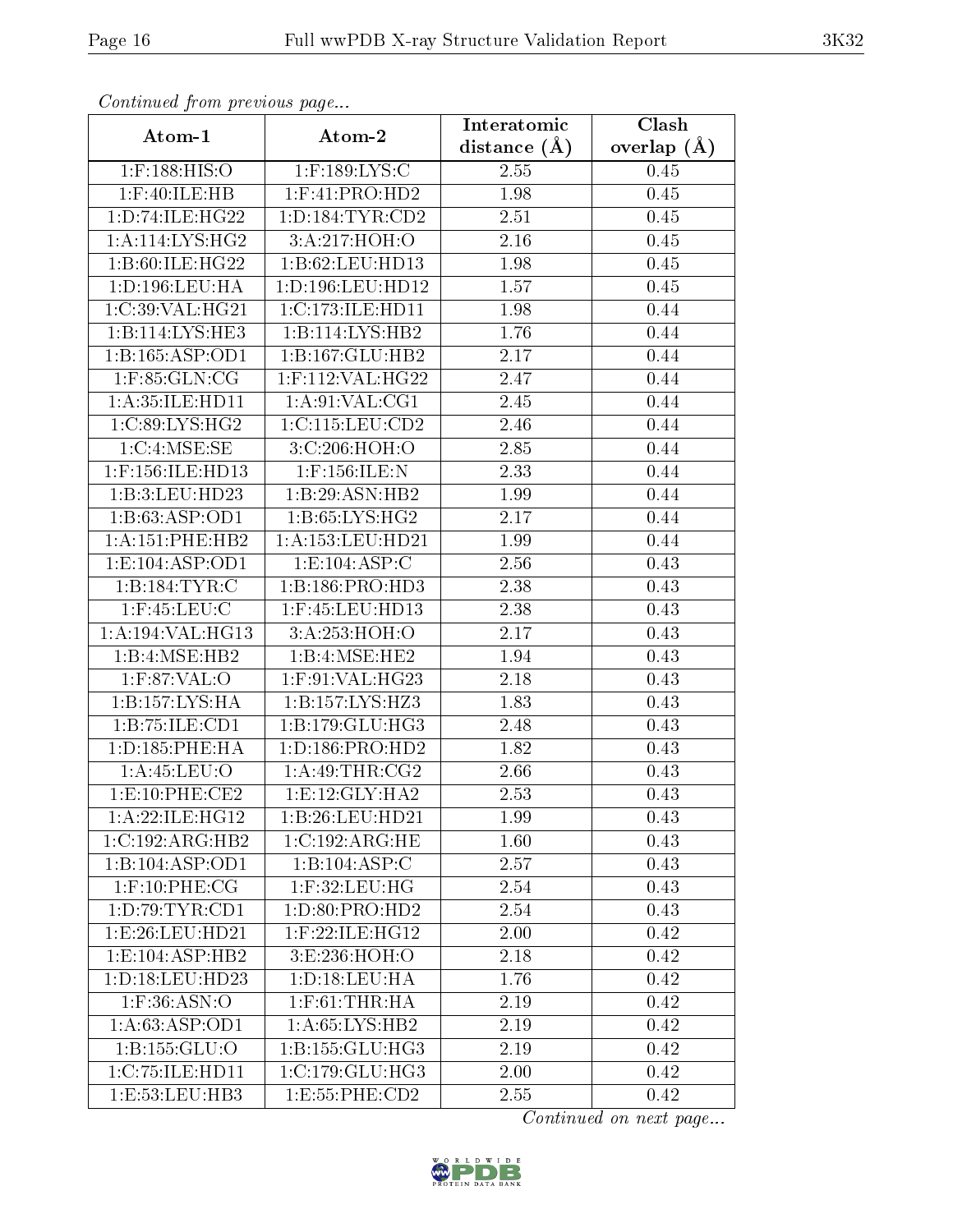*Continued from previous page...*

| Atom-1 | Atom-2 | Interatomic distance (Å) | Clash overlap (Å) |
| --- | --- | --- | --- |
| 1:F:188:HIS:O | 1:F:189:LYS:C | 2.55 | 0.45 |
| 1:F:40:ILE:HB | 1:F:41:PRO:HD2 | 1.98 | 0.45 |
| 1:D:74:ILE:HG22 | 1:D:184:TYR:CD2 | 2.51 | 0.45 |
| 1:A:114:LYS:HG2 | 3:A:217:HOH:O | 2.16 | 0.45 |
| 1:B:60:ILE:HG22 | 1:B:62:LEU:HD13 | 1.98 | 0.45 |
| 1:D:196:LEU:HA | 1:D:196:LEU:HD12 | 1.57 | 0.45 |
| 1:C:39:VAL:HG21 | 1:C:173:ILE:HD11 | 1.98 | 0.44 |
| 1:B:114:LYS:HE3 | 1:B:114:LYS:HB2 | 1.76 | 0.44 |
| 1:B:165:ASP:OD1 | 1:B:167:GLU:HB2 | 2.17 | 0.44 |
| 1:F:85:GLN:CG | 1:F:112:VAL:HG22 | 2.47 | 0.44 |
| 1:A:35:ILE:HD11 | 1:A:91:VAL:CG1 | 2.45 | 0.44 |
| 1:C:89:LYS:HG2 | 1:C:115:LEU:CD2 | 2.46 | 0.44 |
| 1:C:4:MSE:SE | 3:C:206:HOH:O | 2.85 | 0.44 |
| 1:F:156:ILE:HD13 | 1:F:156:ILE:N | 2.33 | 0.44 |
| 1:B:3:LEU:HD23 | 1:B:29:ASN:HB2 | 1.99 | 0.44 |
| 1:B:63:ASP:OD1 | 1:B:65:LYS:HG2 | 2.17 | 0.44 |
| 1:A:151:PHE:HB2 | 1:A:153:LEU:HD21 | 1.99 | 0.44 |
| 1:E:104:ASP:OD1 | 1:E:104:ASP:C | 2.56 | 0.43 |
| 1:B:184:TYR:C | 1:B:186:PRO:HD3 | 2.38 | 0.43 |
| 1:F:45:LEU:C | 1:F:45:LEU:HD13 | 2.38 | 0.43 |
| 1:A:194:VAL:HG13 | 3:A:253:HOH:O | 2.17 | 0.43 |
| 1:B:4:MSE:HB2 | 1:B:4:MSE:HE2 | 1.94 | 0.43 |
| 1:F:87:VAL:O | 1:F:91:VAL:HG23 | 2.18 | 0.43 |
| 1:B:157:LYS:HA | 1:B:157:LYS:HZ3 | 1.83 | 0.43 |
| 1:B:75:ILE:CD1 | 1:B:179:GLU:HG3 | 2.48 | 0.43 |
| 1:D:185:PHE:HA | 1:D:186:PRO:HD2 | 1.82 | 0.43 |
| 1:A:45:LEU:O | 1:A:49:THR:CG2 | 2.66 | 0.43 |
| 1:E:10:PHE:CE2 | 1:E:12:GLY:HA2 | 2.53 | 0.43 |
| 1:A:22:ILE:HG12 | 1:B:26:LEU:HD21 | 1.99 | 0.43 |
| 1:C:192:ARG:HB2 | 1:C:192:ARG:HE | 1.60 | 0.43 |
| 1:B:104:ASP:OD1 | 1:B:104:ASP:C | 2.57 | 0.43 |
| 1:F:10:PHE:CG | 1:F:32:LEU:HG | 2.54 | 0.43 |
| 1:D:79:TYR:CD1 | 1:D:80:PRO:HD2 | 2.54 | 0.43 |
| 1:E:26:LEU:HD21 | 1:F:22:ILE:HG12 | 2.00 | 0.42 |
| 1:E:104:ASP:HB2 | 3:E:236:HOH:O | 2.18 | 0.42 |
| 1:D:18:LEU:HD23 | 1:D:18:LEU:HA | 1.76 | 0.42 |
| 1:F:36:ASN:O | 1:F:61:THR:HA | 2.19 | 0.42 |
| 1:A:63:ASP:OD1 | 1:A:65:LYS:HB2 | 2.19 | 0.42 |
| 1:B:155:GLU:O | 1:B:155:GLU:HG3 | 2.19 | 0.42 |
| 1:C:75:ILE:HD11 | 1:C:179:GLU:HG3 | 2.00 | 0.42 |
| 1:E:53:LEU:HB3 | 1:E:55:PHE:CD2 | 2.55 | 0.42 |

*Continued on next page...*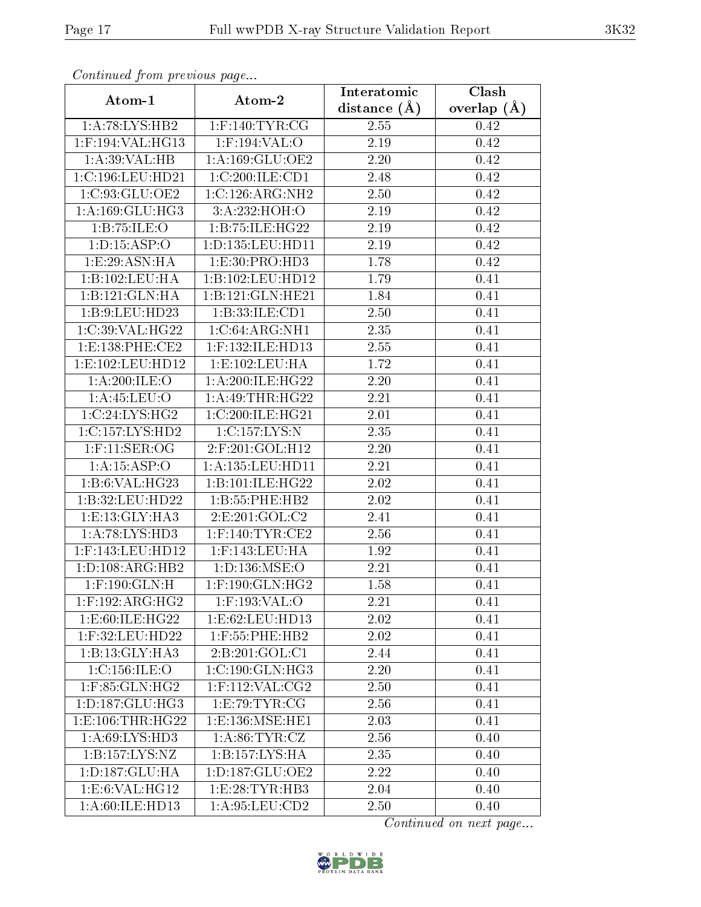*Continued from previous page...*

| Atom-1 | Atom-2 | Interatomic distance (Å) | Clash overlap (Å) |
| --- | --- | --- | --- |
| 1:A:78:LYS:HB2 | 1:F:140:TYR:CG | 2.55 | 0.42 |
| 1:F:194:VAL:HG13 | 1:F:194:VAL:O | 2.19 | 0.42 |
| 1:A:39:VAL:HB | 1:A:169:GLU:OE2 | 2.20 | 0.42 |
| 1:C:196:LEU:HD21 | 1:C:200:ILE:CD1 | 2.48 | 0.42 |
| 1:C:93:GLU:OE2 | 1:C:126:ARG:NH2 | 2.50 | 0.42 |
| 1:A:169:GLU:HG3 | 3:A:232:HOH:O | 2.19 | 0.42 |
| 1:B:75:ILE:O | 1:B:75:ILE:HG22 | 2.19 | 0.42 |
| 1:D:15:ASP:O | 1:D:135:LEU:HD11 | 2.19 | 0.42 |
| 1:E:29:ASN:HA | 1:E:30:PRO:HD3 | 1.78 | 0.42 |
| 1:B:102:LEU:HA | 1:B:102:LEU:HD12 | 1.79 | 0.41 |
| 1:B:121:GLN:HA | 1:B:121:GLN:HE21 | 1.84 | 0.41 |
| 1:B:9:LEU:HD23 | 1:B:33:ILE:CD1 | 2.50 | 0.41 |
| 1:C:39:VAL:HG22 | 1:C:64:ARG:NH1 | 2.35 | 0.41 |
| 1:E:138:PHE:CE2 | 1:F:132:ILE:HD13 | 2.55 | 0.41 |
| 1:E:102:LEU:HD12 | 1:E:102:LEU:HA | 1.72 | 0.41 |
| 1:A:200:ILE:O | 1:A:200:ILE:HG22 | 2.20 | 0.41 |
| 1:A:45:LEU:O | 1:A:49:THR:HG22 | 2.21 | 0.41 |
| 1:C:24:LYS:HG2 | 1:C:200:ILE:HG21 | 2.01 | 0.41 |
| 1:C:157:LYS:HD2 | 1:C:157:LYS:N | 2.35 | 0.41 |
| 1:F:11:SER:OG | 2:F:201:GOL:H12 | 2.20 | 0.41 |
| 1:A:15:ASP:O | 1:A:135:LEU:HD11 | 2.21 | 0.41 |
| 1:B:6:VAL:HG23 | 1:B:101:ILE:HG22 | 2.02 | 0.41 |
| 1:B:32:LEU:HD22 | 1:B:55:PHE:HB2 | 2.02 | 0.41 |
| 1:E:13:GLY:HA3 | 2:E:201:GOL:C2 | 2.41 | 0.41 |
| 1:A:78:LYS:HD3 | 1:F:140:TYR:CE2 | 2.56 | 0.41 |
| 1:F:143:LEU:HD12 | 1:F:143:LEU:HA | 1.92 | 0.41 |
| 1:D:108:ARG:HB2 | 1:D:136:MSE:O | 2.21 | 0.41 |
| 1:F:190:GLN:H | 1:F:190:GLN:HG2 | 1.58 | 0.41 |
| 1:F:192:ARG:HG2 | 1:F:193:VAL:O | 2.21 | 0.41 |
| 1:E:60:ILE:HG22 | 1:E:62:LEU:HD13 | 2.02 | 0.41 |
| 1:F:32:LEU:HD22 | 1:F:55:PHE:HB2 | 2.02 | 0.41 |
| 1:B:13:GLY:HA3 | 2:B:201:GOL:C1 | 2.44 | 0.41 |
| 1:C:156:ILE:O | 1:C:190:GLN:HG3 | 2.20 | 0.41 |
| 1:F:85:GLN:HG2 | 1:F:112:VAL:CG2 | 2.50 | 0.41 |
| 1:D:187:GLU:HG3 | 1:E:79:TYR:CG | 2.56 | 0.41 |
| 1:E:106:THR:HG22 | 1:E:136:MSE:HE1 | 2.03 | 0.41 |
| 1:A:69:LYS:HD3 | 1:A:86:TYR:CZ | 2.56 | 0.40 |
| 1:B:157:LYS:NZ | 1:B:157:LYS:HA | 2.35 | 0.40 |
| 1:D:187:GLU:HA | 1:D:187:GLU:OE2 | 2.22 | 0.40 |
| 1:E:6:VAL:HG12 | 1:E:28:TYR:HB3 | 2.04 | 0.40 |
| 1:A:60:ILE:HD13 | 1:A:95:LEU:CD2 | 2.50 | 0.40 |

*Continued on next page...*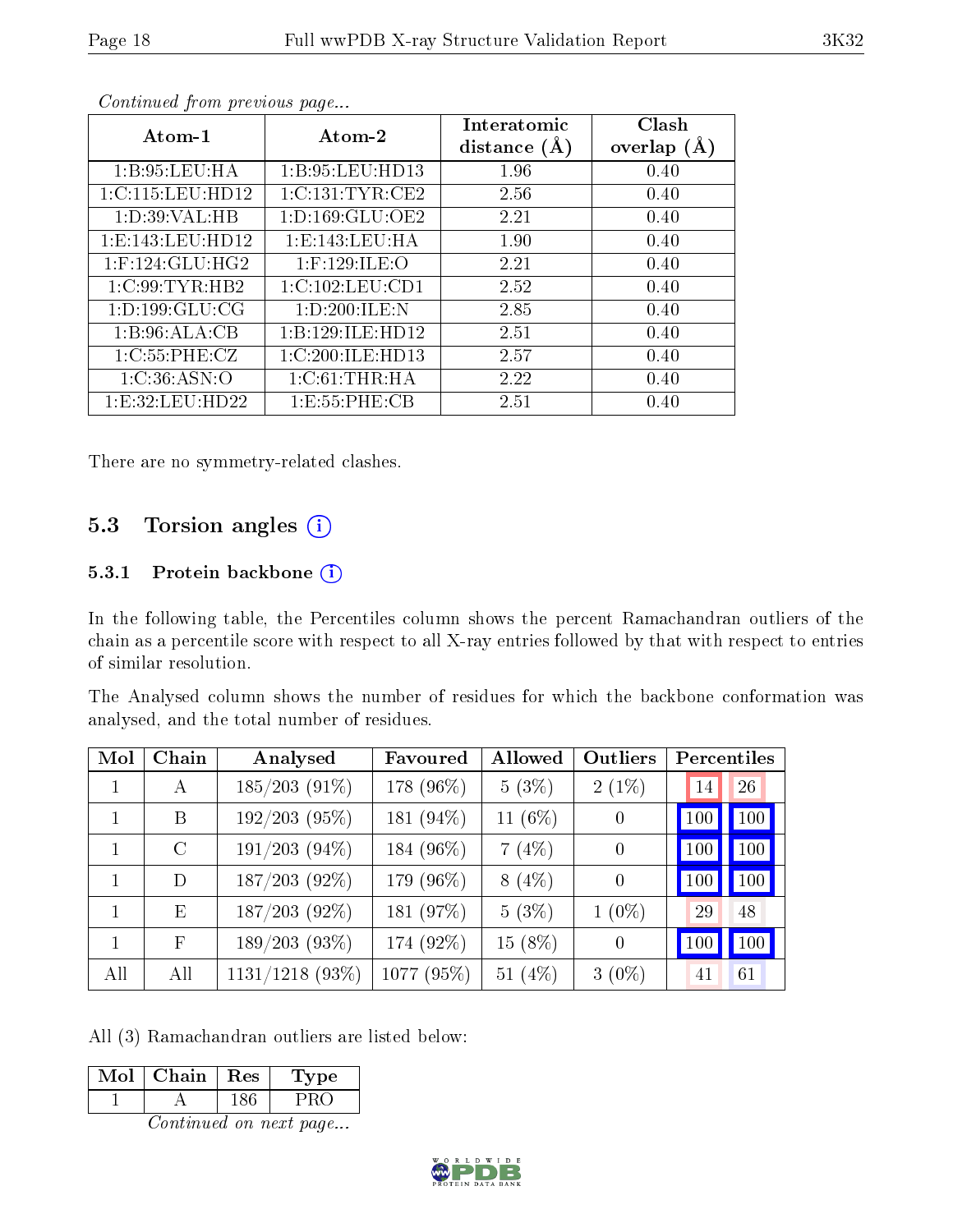*Continued from previous page...*

| Atom-1 | Atom-2 | Interatomic distance (Å) | Clash overlap (Å) |
|---|---|---|---|
| 1:B:95:LEU:HA | 1:B:95:LEU:HD13 | 1.96 | 0.40 |
| 1:C:115:LEU:HD12 | 1:C:131:TYR:CE2 | 2.56 | 0.40 |
| 1:D:39:VAL:HB | 1:D:169:GLU:OE2 | 2.21 | 0.40 |
| 1:E:143:LEU:HD12 | 1:E:143:LEU:HA | 1.90 | 0.40 |
| 1:F:124:GLU:HG2 | 1:F:129:ILE:O | 2.21 | 0.40 |
| 1:C:99:TYR:HB2 | 1:C:102:LEU:CD1 | 2.52 | 0.40 |
| 1:D:199:GLU:CG | 1:D:200:ILE:N | 2.85 | 0.40 |
| 1:B:96:ALA:CB | 1:B:129:ILE:HD12 | 2.51 | 0.40 |
| 1:C:55:PHE:CZ | 1:C:200:ILE:HD13 | 2.57 | 0.40 |
| 1:C:36:ASN:O | 1:C:61:THR:HA | 2.22 | 0.40 |
| 1:E:32:LEU:HD22 | 1:E:55:PHE:CB | 2.51 | 0.40 |

There are no symmetry-related clashes.

## 5.3 Torsion angles

### 5.3.1 Protein backbone

In the following table, the Percentiles column shows the percent Ramachandran outliers of the chain as a percentile score with respect to all X-ray entries followed by that with respect to entries of similar resolution.

The Analysed column shows the number of residues for which the backbone conformation was analysed, and the total number of residues.

| Mol | Chain | Analysed | Favoured | Allowed | Outliers | Percentiles | |
|---|---|---|---|---|---|---|---|
| 1 | A | 185/203 (91%) | 178 (96%) | 5 (3%) | 2 (1%) | 14 | 26 |
| 1 | B | 192/203 (95%) | 181 (94%) | 11 (6%) | 0 | 100 | 100 |
| 1 | C | 191/203 (94%) | 184 (96%) | 7 (4%) | 0 | 100 | 100 |
| 1 | D | 187/203 (92%) | 179 (96%) | 8 (4%) | 0 | 100 | 100 |
| 1 | E | 187/203 (92%) | 181 (97%) | 5 (3%) | 1 (0%) | 29 | 48 |
| 1 | F | 189/203 (93%) | 174 (92%) | 15 (8%) | 0 | 100 | 100 |
| All | All | 1131/1218 (93%) | 1077 (95%) | 51 (4%) | 3 (0%) | 41 | 61 |

All (3) Ramachandran outliers are listed below:

| Mol | Chain | Res | Type |
|---|---|---|---|
| 1 | A | 186 | PRO |

*Continued on next page...*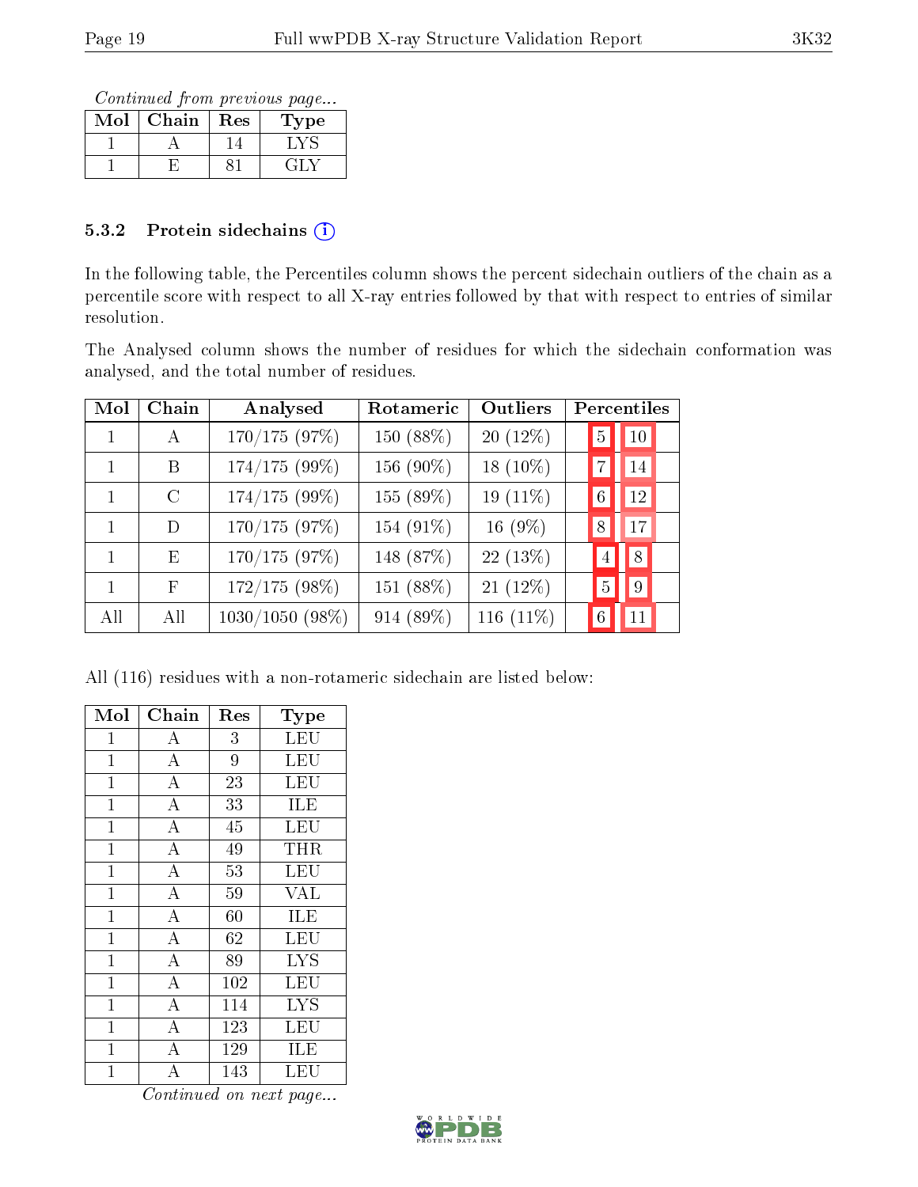*Continued from previous page...*

| Mol | Chain | Res | Type |
|---|---|---|---|
| 1 | A | 14 | LYS |
| 1 | E | 81 | GLY |

### 5.3.2 Protein sidechains (i)

In the following table, the Percentiles column shows the percent sidechain outliers of the chain as a percentile score with respect to all X-ray entries followed by that with respect to entries of similar resolution.

The Analysed column shows the number of residues for which the sidechain conformation was analysed, and the total number of residues.

| Mol | Chain | Analysed | Rotameric | Outliers | Percentiles | |
|---|---|---|---|---|---|---|
| 1 | A | 170/175 (97%) | 150 (88%) | 20 (12%) | 5 | 10 |
| 1 | B | 174/175 (99%) | 156 (90%) | 18 (10%) | 7 | 14 |
| 1 | C | 174/175 (99%) | 155 (89%) | 19 (11%) | 6 | 12 |
| 1 | D | 170/175 (97%) | 154 (91%) | 16 (9%) | 8 | 17 |
| 1 | E | 170/175 (97%) | 148 (87%) | 22 (13%) | 4 | 8 |
| 1 | F | 172/175 (98%) | 151 (88%) | 21 (12%) | 5 | 9 |
| All | All | 1030/1050 (98%) | 914 (89%) | 116 (11%) | 6 | 11 |

All (116) residues with a non-rotameric sidechain are listed below:

| Mol | Chain | Res | Type |
|---|---|---|---|
| 1 | A | 3 | LEU |
| 1 | A | 9 | LEU |
| 1 | A | 23 | LEU |
| 1 | A | 33 | ILE |
| 1 | A | 45 | LEU |
| 1 | A | 49 | THR |
| 1 | A | 53 | LEU |
| 1 | A | 59 | VAL |
| 1 | A | 60 | ILE |
| 1 | A | 62 | LEU |
| 1 | A | 89 | LYS |
| 1 | A | 102 | LEU |
| 1 | A | 114 | LYS |
| 1 | A | 123 | LEU |
| 1 | A | 129 | ILE |
| 1 | A | 143 | LEU |

*Continued on next page...*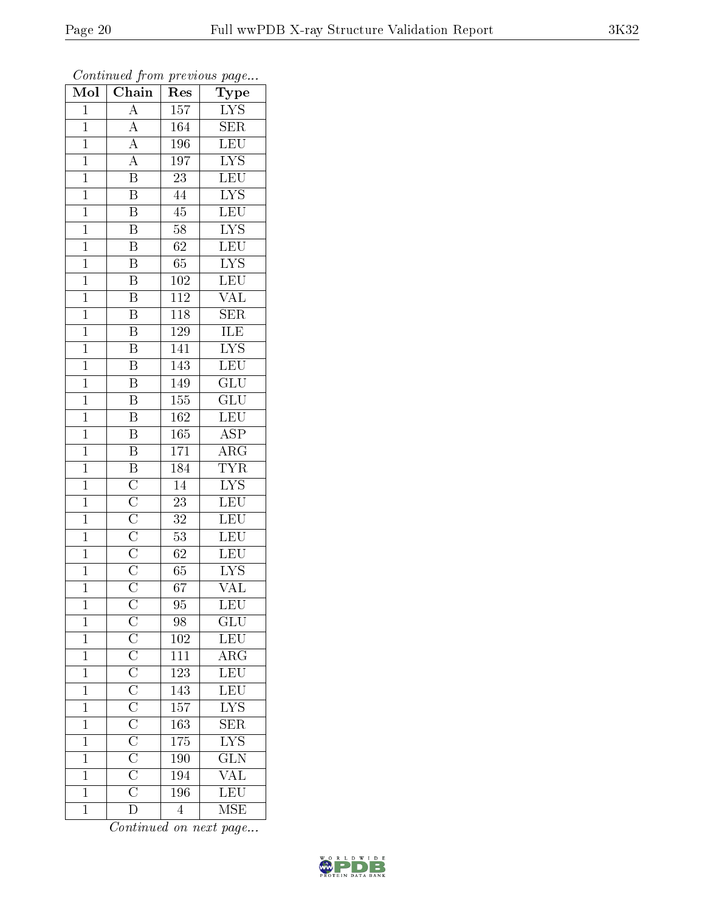*Continued from previous page...*

| Mol | Chain | Res | Type |
|---|---|---|---|
| 1 | A | 157 | LYS |
| 1 | A | 164 | SER |
| 1 | A | 196 | LEU |
| 1 | A | 197 | LYS |
| 1 | B | 23 | LEU |
| 1 | B | 44 | LYS |
| 1 | B | 45 | LEU |
| 1 | B | 58 | LYS |
| 1 | B | 62 | LEU |
| 1 | B | 65 | LYS |
| 1 | B | 102 | LEU |
| 1 | B | 112 | VAL |
| 1 | B | 118 | SER |
| 1 | B | 129 | ILE |
| 1 | B | 141 | LYS |
| 1 | B | 143 | LEU |
| 1 | B | 149 | GLU |
| 1 | B | 155 | GLU |
| 1 | B | 162 | LEU |
| 1 | B | 165 | ASP |
| 1 | B | 171 | ARG |
| 1 | B | 184 | TYR |
| 1 | C | 14 | LYS |
| 1 | C | 23 | LEU |
| 1 | C | 32 | LEU |
| 1 | C | 53 | LEU |
| 1 | C | 62 | LEU |
| 1 | C | 65 | LYS |
| 1 | C | 67 | VAL |
| 1 | C | 95 | LEU |
| 1 | C | 98 | GLU |
| 1 | C | 102 | LEU |
| 1 | C | 111 | ARG |
| 1 | C | 123 | LEU |
| 1 | C | 143 | LEU |
| 1 | C | 157 | LYS |
| 1 | C | 163 | SER |
| 1 | C | 175 | LYS |
| 1 | C | 190 | GLN |
| 1 | C | 194 | VAL |
| 1 | C | 196 | LEU |
| 1 | D | 4 | MSE |

*Continued on next page...*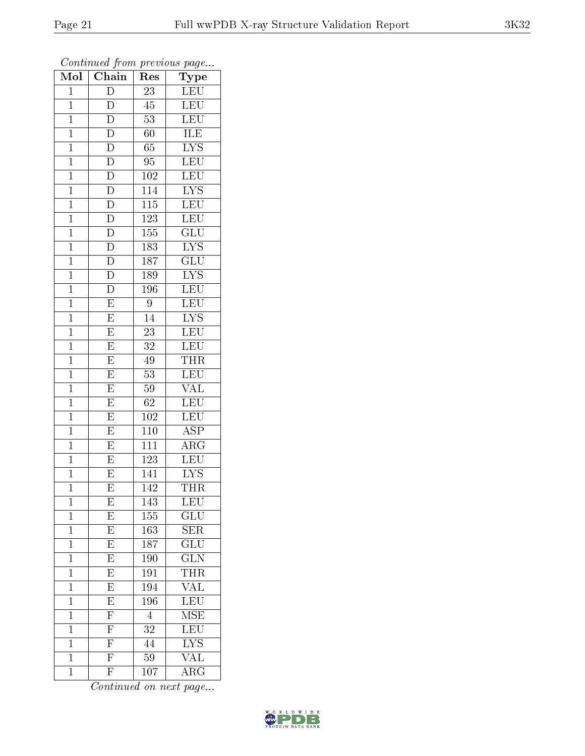*Continued from previous page...*

| Mol | Chain | Res | Type |
|---|---|---|---|
| 1 | D | 23 | LEU |
| 1 | D | 45 | LEU |
| 1 | D | 53 | LEU |
| 1 | D | 60 | ILE |
| 1 | D | 65 | LYS |
| 1 | D | 95 | LEU |
| 1 | D | 102 | LEU |
| 1 | D | 114 | LYS |
| 1 | D | 115 | LEU |
| 1 | D | 123 | LEU |
| 1 | D | 155 | GLU |
| 1 | D | 183 | LYS |
| 1 | D | 187 | GLU |
| 1 | D | 189 | LYS |
| 1 | D | 196 | LEU |
| 1 | E | 9 | LEU |
| 1 | E | 14 | LYS |
| 1 | E | 23 | LEU |
| 1 | E | 32 | LEU |
| 1 | E | 49 | THR |
| 1 | E | 53 | LEU |
| 1 | E | 59 | VAL |
| 1 | E | 62 | LEU |
| 1 | E | 102 | LEU |
| 1 | E | 110 | ASP |
| 1 | E | 111 | ARG |
| 1 | E | 123 | LEU |
| 1 | E | 141 | LYS |
| 1 | E | 142 | THR |
| 1 | E | 143 | LEU |
| 1 | E | 155 | GLU |
| 1 | E | 163 | SER |
| 1 | E | 187 | GLU |
| 1 | E | 190 | GLN |
| 1 | E | 191 | THR |
| 1 | E | 194 | VAL |
| 1 | E | 196 | LEU |
| 1 | F | 4 | MSE |
| 1 | F | 32 | LEU |
| 1 | F | 44 | LYS |
| 1 | F | 59 | VAL |
| 1 | F | 107 | ARG |

*Continued on next page...*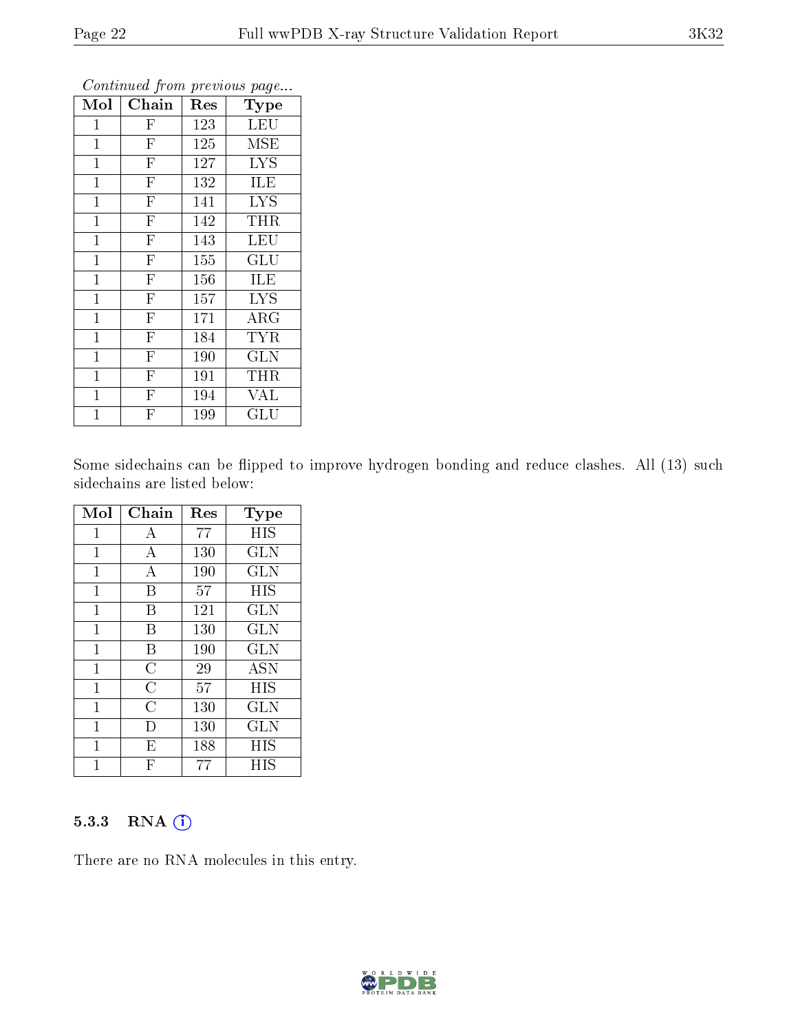*Continued from previous page...*

| Mol | Chain | Res | Type |
|---|---|---|---|
| 1 | F | 123 | LEU |
| 1 | F | 125 | MSE |
| 1 | F | 127 | LYS |
| 1 | F | 132 | ILE |
| 1 | F | 141 | LYS |
| 1 | F | 142 | THR |
| 1 | F | 143 | LEU |
| 1 | F | 155 | GLU |
| 1 | F | 156 | ILE |
| 1 | F | 157 | LYS |
| 1 | F | 171 | ARG |
| 1 | F | 184 | TYR |
| 1 | F | 190 | GLN |
| 1 | F | 191 | THR |
| 1 | F | 194 | VAL |
| 1 | F | 199 | GLU |

Some sidechains can be flipped to improve hydrogen bonding and reduce clashes. All (13) such sidechains are listed below:

| Mol | Chain | Res | Type |
|---|---|---|---|
| 1 | A | 77 | HIS |
| 1 | A | 130 | GLN |
| 1 | A | 190 | GLN |
| 1 | B | 57 | HIS |
| 1 | B | 121 | GLN |
| 1 | B | 130 | GLN |
| 1 | B | 190 | GLN |
| 1 | C | 29 | ASN |
| 1 | C | 57 | HIS |
| 1 | C | 130 | GLN |
| 1 | D | 130 | GLN |
| 1 | E | 188 | HIS |
| 1 | F | 77 | HIS |

### 5.3.3 RNA

There are no RNA molecules in this entry.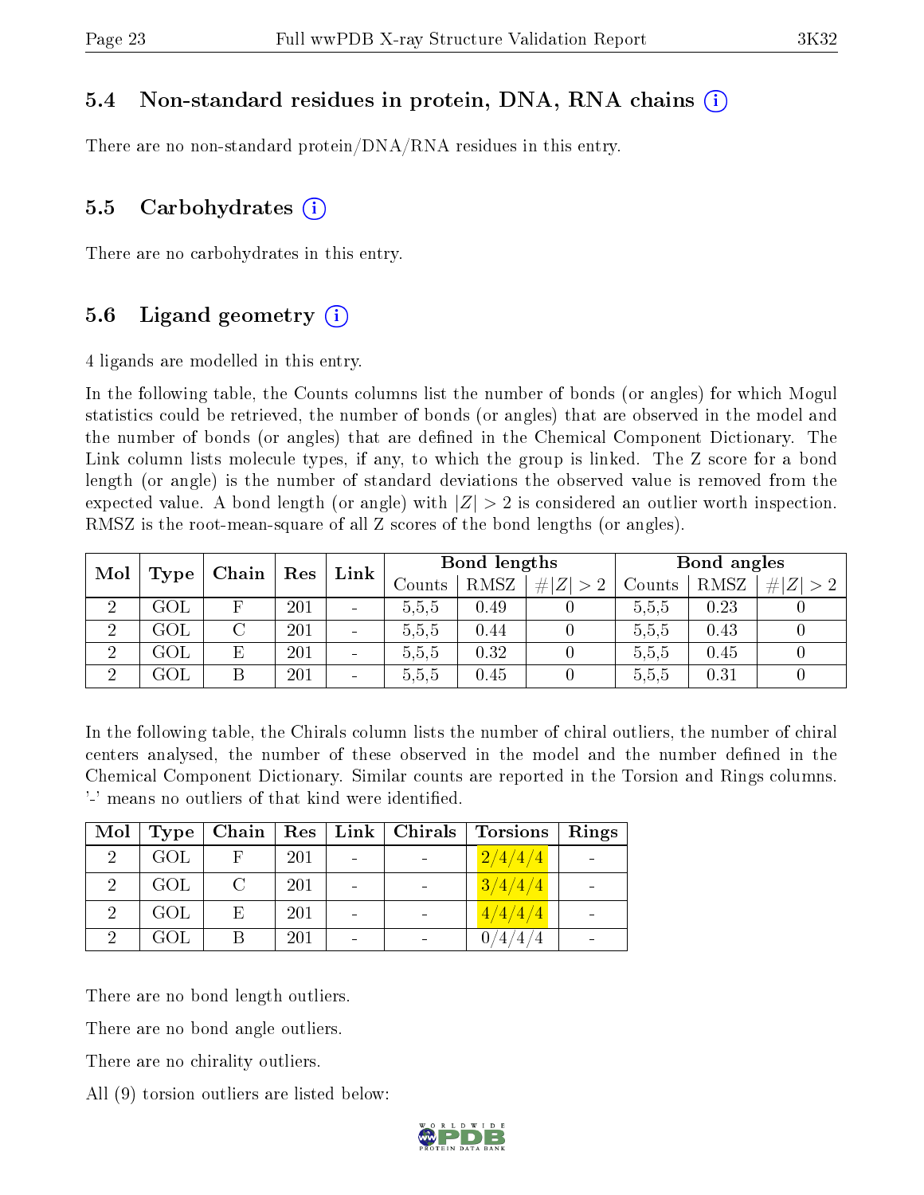### 5.4 Non-standard residues in protein, DNA, RNA chains

There are no non-standard protein/DNA/RNA residues in this entry.

### 5.5 Carbohydrates

There are no carbohydrates in this entry.

### 5.6 Ligand geometry

4 ligands are modelled in this entry.

In the following table, the Counts columns list the number of bonds (or angles) for which Mogul statistics could be retrieved, the number of bonds (or angles) that are observed in the model and the number of bonds (or angles) that are defined in the Chemical Component Dictionary. The Link column lists molecule types, if any, to which the group is linked. The Z score for a bond length (or angle) is the number of standard deviations the observed value is removed from the expected value. A bond length (or angle) with $|Z| > 2$ is considered an outlier worth inspection. RMSZ is the root-mean-square of all Z scores of the bond lengths (or angles).

| Mol | Type | Chain | Res | Link | Bond lengths | | | Bond angles | | |
|---|---|---|---|---|---|---|---|---|---|---|
| | | | | | Counts | RMSZ | #$\|Z\| > 2$ | Counts | RMSZ | #$\|Z\| > 2$ |
| 2 | GOL | F | 201 | - | 5,5,5 | 0.49 | 0 | 5,5,5 | 0.23 | 0 |
| 2 | GOL | C | 201 | - | 5,5,5 | 0.44 | 0 | 5,5,5 | 0.43 | 0 |
| 2 | GOL | E | 201 | - | 5,5,5 | 0.32 | 0 | 5,5,5 | 0.45 | 0 |
| 2 | GOL | B | 201 | - | 5,5,5 | 0.45 | 0 | 5,5,5 | 0.31 | 0 |

In the following table, the Chirals column lists the number of chiral outliers, the number of chiral centers analysed, the number of these observed in the model and the number defined in the Chemical Component Dictionary. Similar counts are reported in the Torsion and Rings columns. '-' means no outliers of that kind were identified.

| Mol | Type | Chain | Res | Link | Chirals | Torsions | Rings |
|---|---|---|---|---|---|---|---|
| 2 | GOL | F | 201 | - | - | 2/4/4/4 | - |
| 2 | GOL | C | 201 | - | - | 3/4/4/4 | - |
| 2 | GOL | E | 201 | - | - | 4/4/4/4 | - |
| 2 | GOL | B | 201 | - | - | 0/4/4/4 | - |

There are no bond length outliers.

There are no bond angle outliers.

There are no chirality outliers.

All (9) torsion outliers are listed below: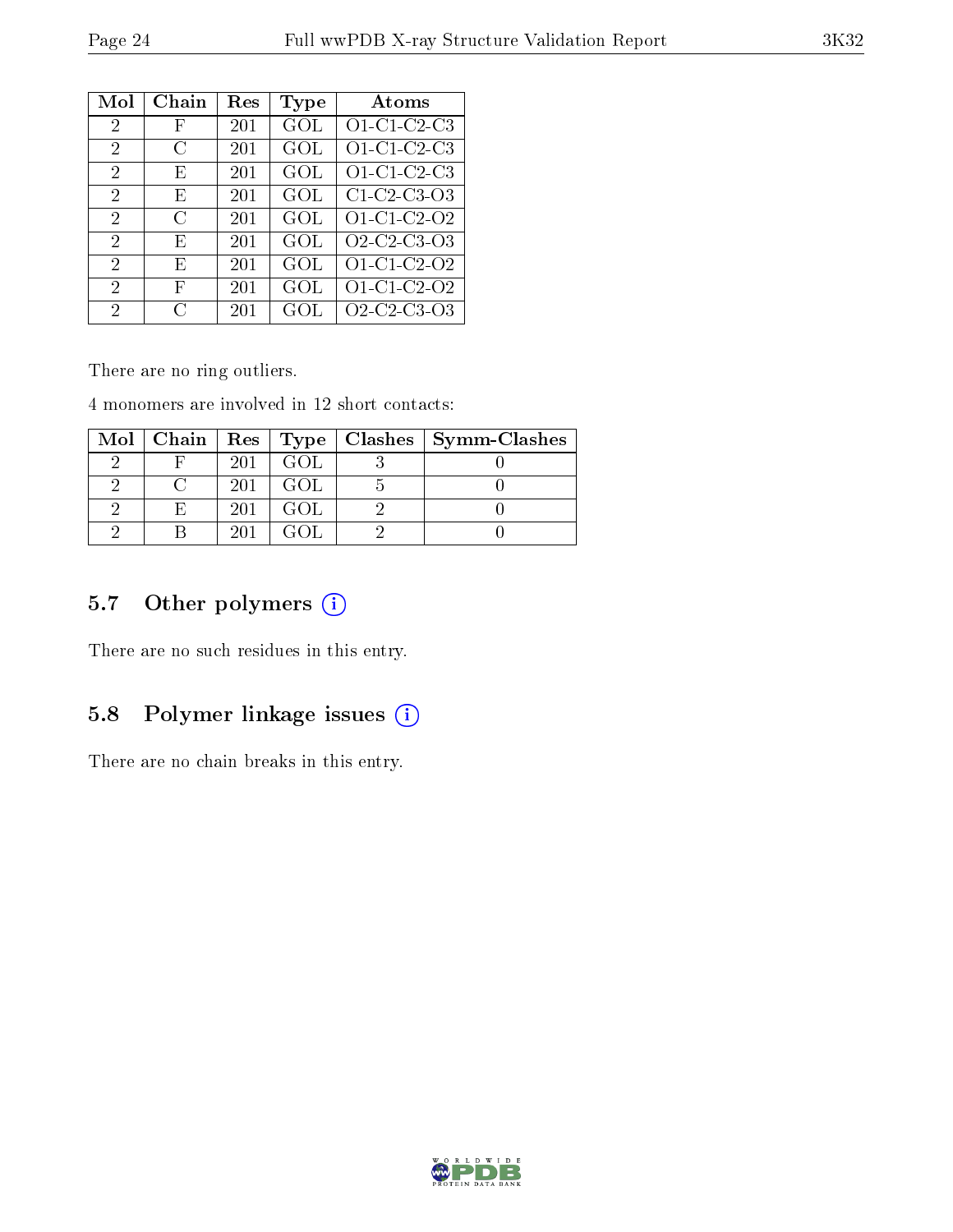| Mol | Chain | Res | Type | Atoms |
|---|---|---|---|---|
| 2 | F | 201 | GOL | O1-C1-C2-C3 |
| 2 | C | 201 | GOL | O1-C1-C2-C3 |
| 2 | E | 201 | GOL | O1-C1-C2-C3 |
| 2 | E | 201 | GOL | C1-C2-C3-O3 |
| 2 | C | 201 | GOL | O1-C1-C2-O2 |
| 2 | E | 201 | GOL | O2-C2-C3-O3 |
| 2 | E | 201 | GOL | O1-C1-C2-O2 |
| 2 | F | 201 | GOL | O1-C1-C2-O2 |
| 2 | C | 201 | GOL | O2-C2-C3-O3 |

There are no ring outliers.

4 monomers are involved in 12 short contacts:

| Mol | Chain | Res | Type | Clashes | Symm-Clashes |
|---|---|---|---|---|---|
| 2 | F | 201 | GOL | 3 | 0 |
| 2 | C | 201 | GOL | 5 | 0 |
| 2 | E | 201 | GOL | 2 | 0 |
| 2 | B | 201 | GOL | 2 | 0 |

## 5.7 Other polymers

There are no such residues in this entry.

## 5.8 Polymer linkage issues

There are no chain breaks in this entry.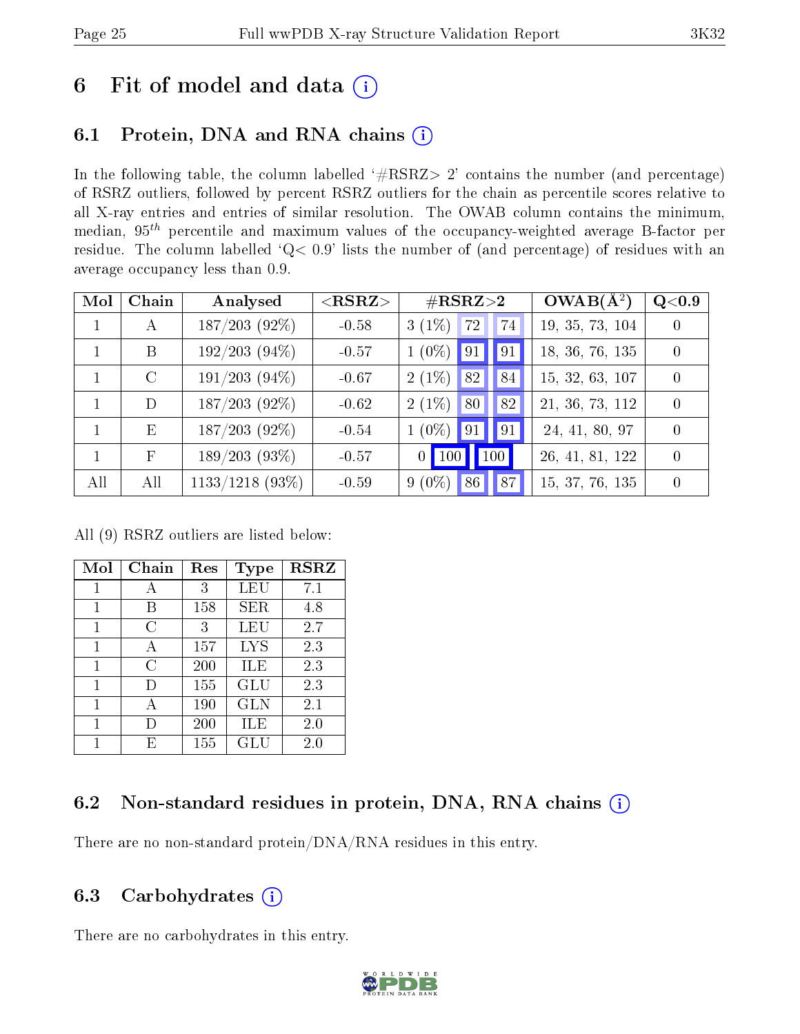# 6 Fit of model and data (i)

## 6.1 Protein, DNA and RNA chains (i)

In the following table, the column labelled '#RSRZ> 2' contains the number (and percentage) of RSRZ outliers, followed by percent RSRZ outliers for the chain as percentile scores relative to all X-ray entries and entries of similar resolution. The OWAB column contains the minimum, median, $95^{th}$ percentile and maximum values of the occupancy-weighted average B-factor per residue. The column labelled 'Q< 0.9' lists the number of (and percentage) of residues with an average occupancy less than 0.9.

| Mol | Chain | Analysed | <RSRZ> | #RSRZ>2 | | | OWAB(Å$^2$) | Q<0.9 |
|---|---|---|---|---|---|---|---|---|
| 1 | A | 187/203 (92%) | -0.58 | 3 (1%) | 72 | 74 | 19, 35, 73, 104 | 0 |
| 1 | B | 192/203 (94%) | -0.57 | 1 (0%) | 91 | 91 | 18, 36, 76, 135 | 0 |
| 1 | C | 191/203 (94%) | -0.67 | 2 (1%) | 82 | 84 | 15, 32, 63, 107 | 0 |
| 1 | D | 187/203 (92%) | -0.62 | 2 (1%) | 80 | 82 | 21, 36, 73, 112 | 0 |
| 1 | E | 187/203 (92%) | -0.54 | 1 (0%) | 91 | 91 | 24, 41, 80, 97 | 0 |
| 1 | F | 189/203 (93%) | -0.57 | 0 | 100 | 100 | 26, 41, 81, 122 | 0 |
| All | All | 1133/1218 (93%) | -0.59 | 9 (0%) | 86 | 87 | 15, 37, 76, 135 | 0 |

All (9) RSRZ outliers are listed below:

| Mol | Chain | Res | Type | RSRZ |
|---|---|---|---|---|
| 1 | A | 3 | LEU | 7.1 |
| 1 | B | 158 | SER | 4.8 |
| 1 | C | 3 | LEU | 2.7 |
| 1 | A | 157 | LYS | 2.3 |
| 1 | C | 200 | ILE | 2.3 |
| 1 | D | 155 | GLU | 2.3 |
| 1 | A | 190 | GLN | 2.1 |
| 1 | D | 200 | ILE | 2.0 |
| 1 | E | 155 | GLU | 2.0 |

## 6.2 Non-standard residues in protein, DNA, RNA chains (i)

There are no non-standard protein/DNA/RNA residues in this entry.

## 6.3 Carbohydrates (i)

There are no carbohydrates in this entry.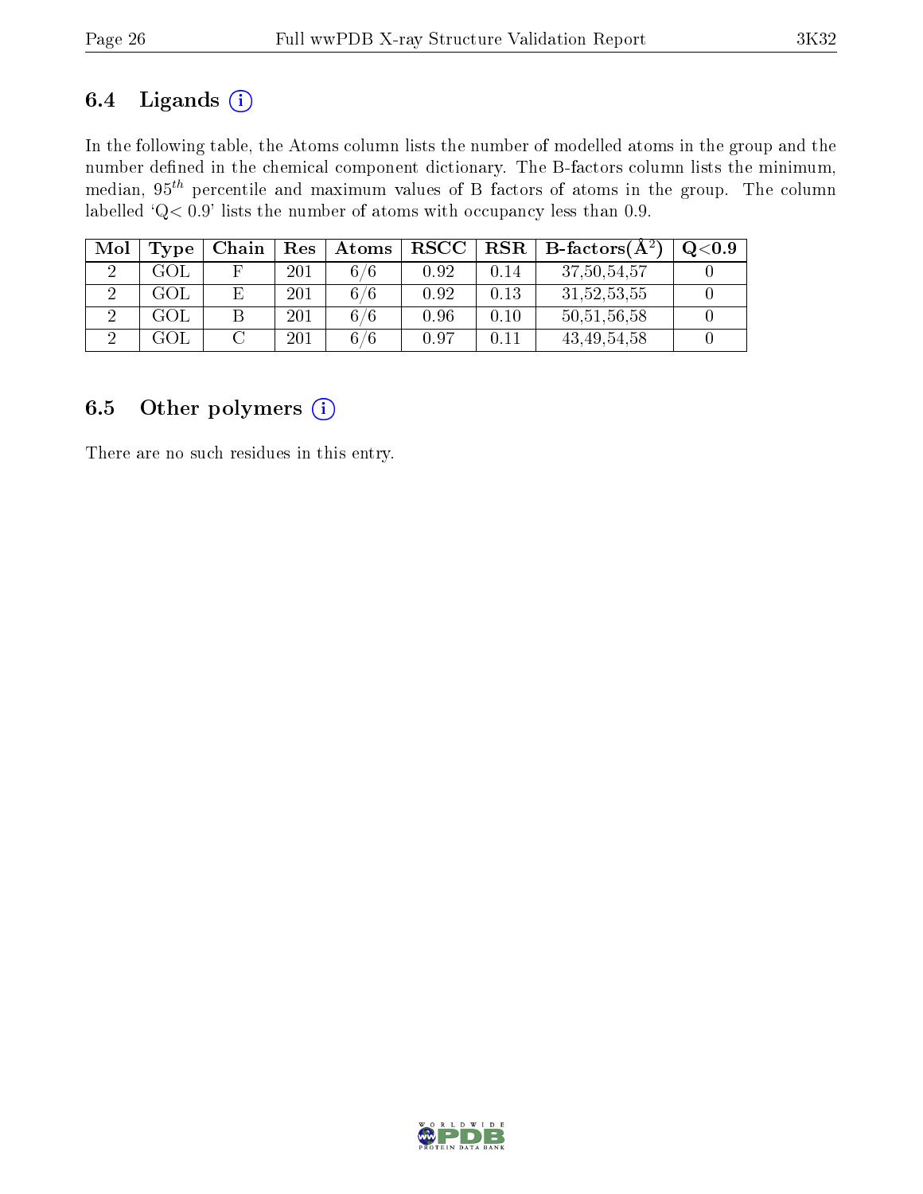## 6.4 Ligands (i)

In the following table, the Atoms column lists the number of modelled atoms in the group and the number defined in the chemical component dictionary. The B-factors column lists the minimum, median, $95^{th}$ percentile and maximum values of B factors of atoms in the group. The column labelled 'Q< 0.9' lists the number of atoms with occupancy less than 0.9.

| Mol | Type | Chain | Res | Atoms | RSCC | RSR | B-factors($Å^2$) | Q<0.9 |
|---|---|---|---|---|---|---|---|---|
| 2 | GOL | F | 201 | 6/6 | 0.92 | 0.14 | 37,50,54,57 | 0 |
| 2 | GOL | E | 201 | 6/6 | 0.92 | 0.13 | 31,52,53,55 | 0 |
| 2 | GOL | B | 201 | 6/6 | 0.96 | 0.10 | 50,51,56,58 | 0 |
| 2 | GOL | C | 201 | 6/6 | 0.97 | 0.11 | 43,49,54,58 | 0 |

## 6.5 Other polymers (i)

There are no such residues in this entry.